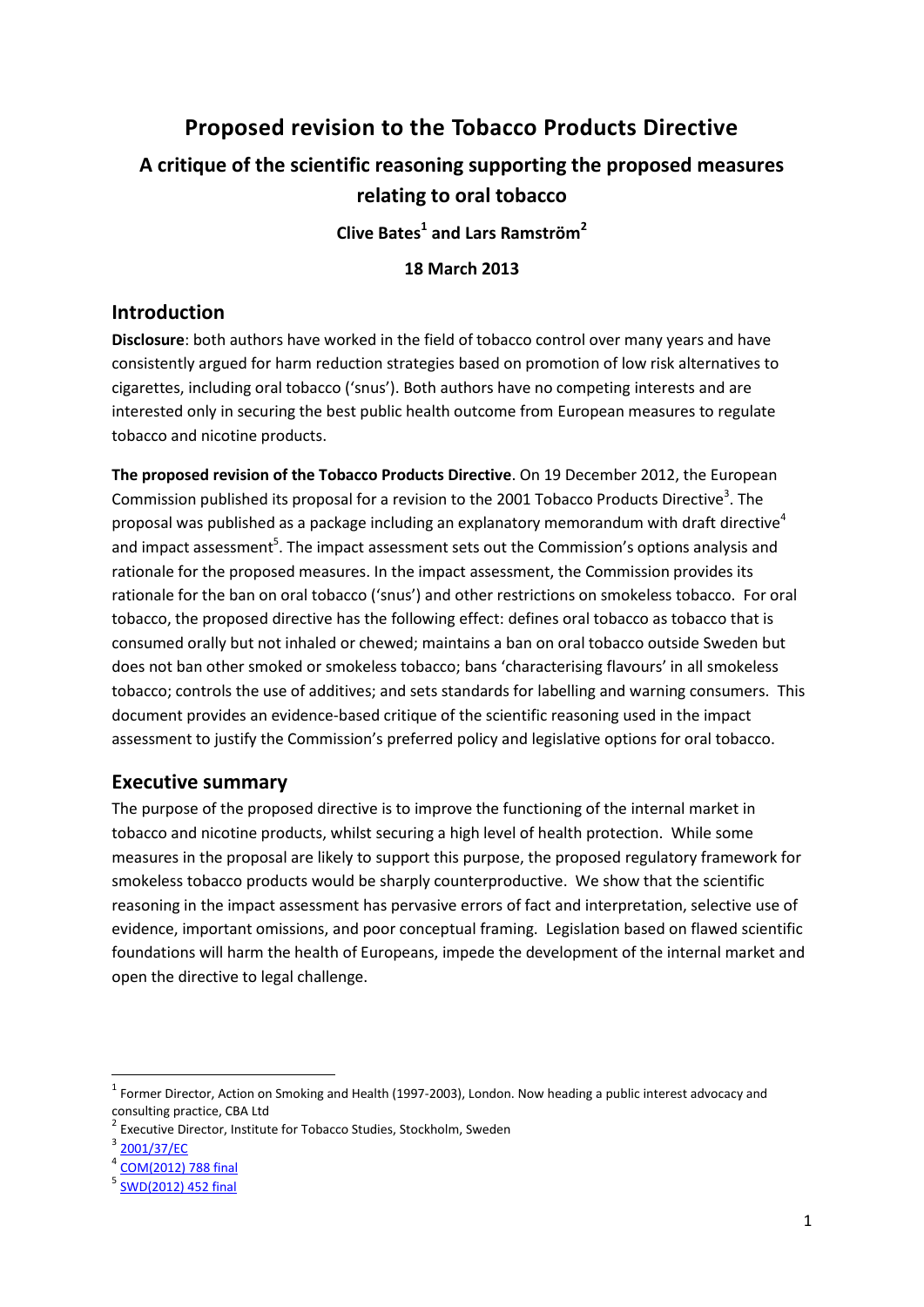# Proposed revision to the Tobacco Products Directive

## A critique of the scientific reasoning supporting the proposed measures relating to oral tobacco

**Clive Bates[1] and Lars Ramström[2]**

**18 March 2013**

## Introduction

**Disclosure**: both authors have worked in the field of tobacco control over many years and have consistently argued for harm reduction strategies based on promotion of low risk alternatives to cigarettes, including oral tobacco ('snus'). Both authors have no competing interests and are interested only in securing the best public health outcome from European measures to regulate tobacco and nicotine products.

**The proposed revision of the Tobacco Products Directive**. On 19 December 2012, the European Commission published its proposal for a revision to the 2001 Tobacco Products Directive[3]. The proposal was published as a package including an explanatory memorandum with draft directive[4] and impact assessment[5]. The impact assessment sets out the Commission's options analysis and rationale for the proposed measures. In the impact assessment, the Commission provides its rationale for the ban on oral tobacco ('snus') and other restrictions on smokeless tobacco. For oral tobacco, the proposed directive has the following effect: defines oral tobacco as tobacco that is consumed orally but not inhaled or chewed; maintains a ban on oral tobacco outside Sweden but does not ban other smoked or smokeless tobacco; bans 'characterising flavours' in all smokeless tobacco; controls the use of additives; and sets standards for labelling and warning consumers. This document provides an evidence-based critique of the scientific reasoning used in the impact assessment to justify the Commission's preferred policy and legislative options for oral tobacco.

## Executive summary

The purpose of the proposed directive is to improve the functioning of the internal market in tobacco and nicotine products, whilst securing a high level of health protection. While some measures in the proposal are likely to support this purpose, the proposed regulatory framework for smokeless tobacco products would be sharply counterproductive. We show that the scientific reasoning in the impact assessment has pervasive errors of fact and interpretation, selective use of evidence, important omissions, and poor conceptual framing. Legislation based on flawed scientific foundations will harm the health of Europeans, impede the development of the internal market and open the directive to legal challenge.

---

[1] Former Director, Action on Smoking and Health (1997-2003), London. Now heading a public interest advocacy and consulting practice, CBA Ltd

[2] Executive Director, Institute for Tobacco Studies, Stockholm, Sweden

[3] 2001/37/EC

[4] COM(2012) 788 final

[5] SWD(2012) 452 final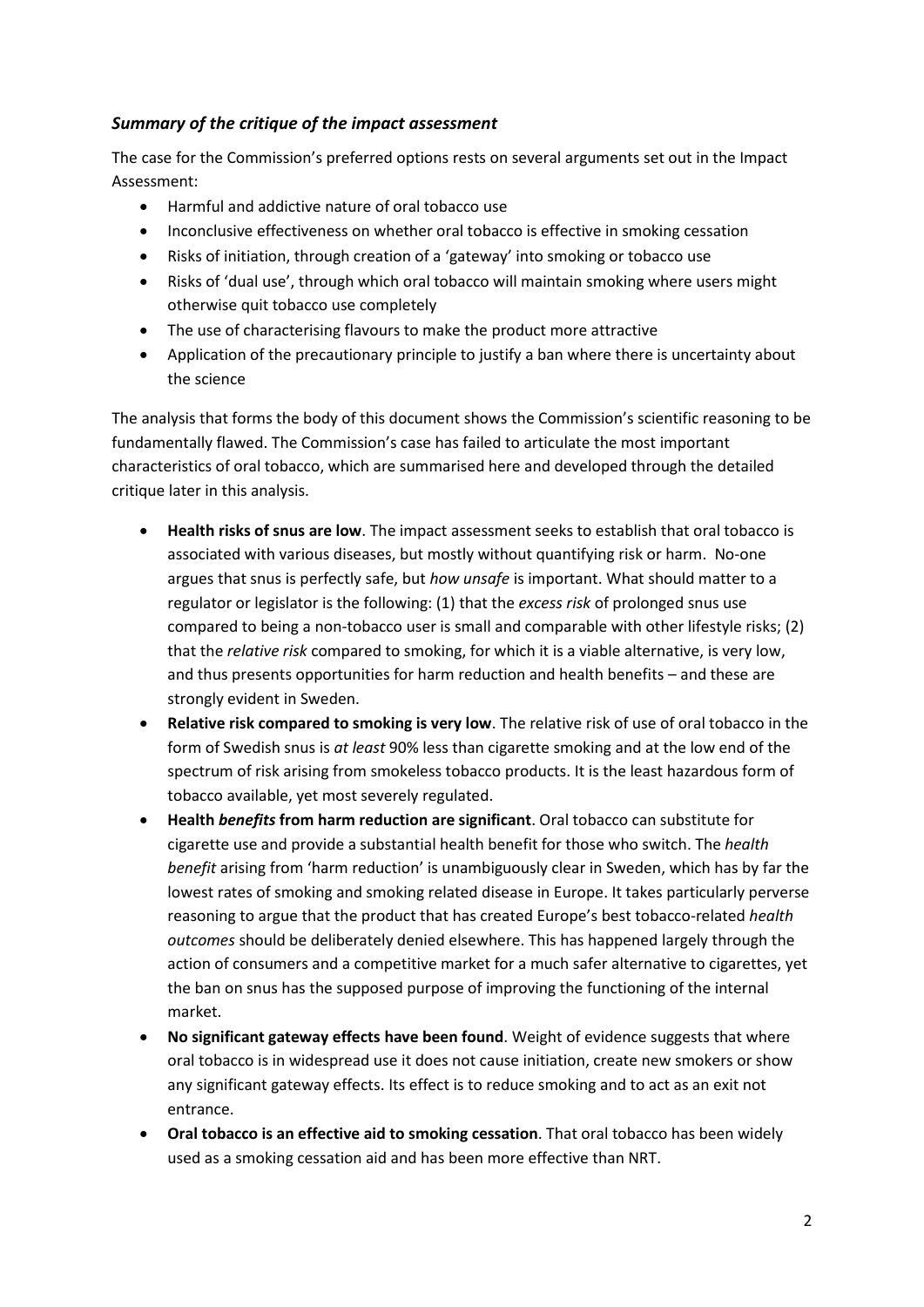### *Summary of the critique of the impact assessment*

The case for the Commission's preferred options rests on several arguments set out in the Impact Assessment:

- Harmful and addictive nature of oral tobacco use
- Inconclusive effectiveness on whether oral tobacco is effective in smoking cessation
- Risks of initiation, through creation of a 'gateway' into smoking or tobacco use
- Risks of 'dual use', through which oral tobacco will maintain smoking where users might otherwise quit tobacco use completely
- The use of characterising flavours to make the product more attractive
- Application of the precautionary principle to justify a ban where there is uncertainty about the science

The analysis that forms the body of this document shows the Commission's scientific reasoning to be fundamentally flawed. The Commission's case has failed to articulate the most important characteristics of oral tobacco, which are summarised here and developed through the detailed critique later in this analysis.

- **Health risks of snus are low**. The impact assessment seeks to establish that oral tobacco is associated with various diseases, but mostly without quantifying risk or harm. No-one argues that snus is perfectly safe, but *how unsafe* is important. What should matter to a regulator or legislator is the following: (1) that the *excess risk* of prolonged snus use compared to being a non-tobacco user is small and comparable with other lifestyle risks; (2) that the *relative risk* compared to smoking, for which it is a viable alternative, is very low, and thus presents opportunities for harm reduction and health benefits – and these are strongly evident in Sweden.
- **Relative risk compared to smoking is very low**. The relative risk of use of oral tobacco in the form of Swedish snus is *at least* 90% less than cigarette smoking and at the low end of the spectrum of risk arising from smokeless tobacco products. It is the least hazardous form of tobacco available, yet most severely regulated.
- **Health *benefits* from harm reduction are significant**. Oral tobacco can substitute for cigarette use and provide a substantial health benefit for those who switch. The *health benefit* arising from 'harm reduction' is unambiguously clear in Sweden, which has by far the lowest rates of smoking and smoking related disease in Europe. It takes particularly perverse reasoning to argue that the product that has created Europe's best tobacco-related *health outcomes* should be deliberately denied elsewhere. This has happened largely through the action of consumers and a competitive market for a much safer alternative to cigarettes, yet the ban on snus has the supposed purpose of improving the functioning of the internal market.
- **No significant gateway effects have been found**. Weight of evidence suggests that where oral tobacco is in widespread use it does not cause initiation, create new smokers or show any significant gateway effects. Its effect is to reduce smoking and to act as an exit not entrance.
- **Oral tobacco is an effective aid to smoking cessation**. That oral tobacco has been widely used as a smoking cessation aid and has been more effective than NRT.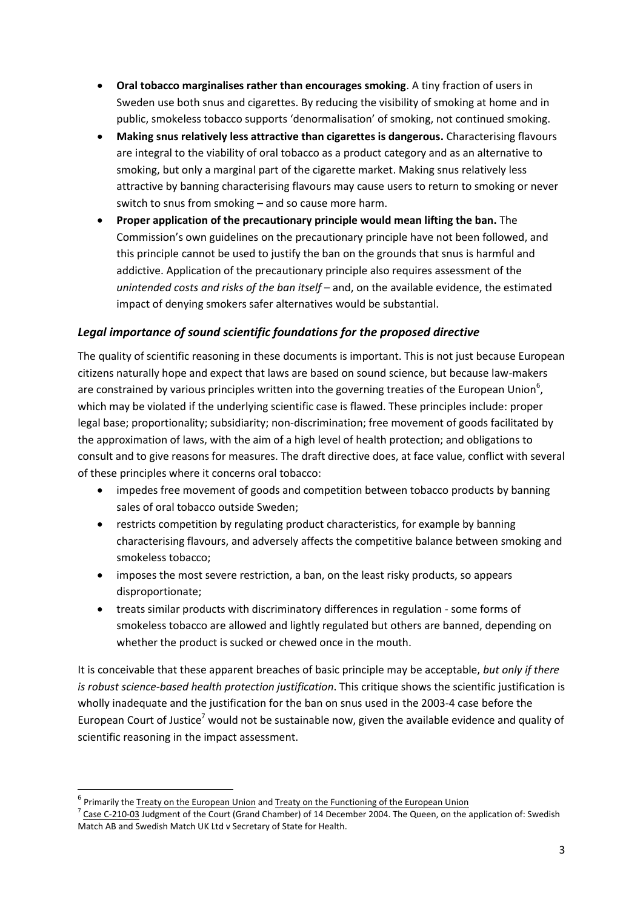- **Oral tobacco marginalises rather than encourages smoking**. A tiny fraction of users in Sweden use both snus and cigarettes. By reducing the visibility of smoking at home and in public, smokeless tobacco supports 'denormalisation' of smoking, not continued smoking.
- **Making snus relatively less attractive than cigarettes is dangerous.** Characterising flavours are integral to the viability of oral tobacco as a product category and as an alternative to smoking, but only a marginal part of the cigarette market. Making snus relatively less attractive by banning characterising flavours may cause users to return to smoking or never switch to snus from smoking – and so cause more harm.
- **Proper application of the precautionary principle would mean lifting the ban.** The Commission's own guidelines on the precautionary principle have not been followed, and this principle cannot be used to justify the ban on the grounds that snus is harmful and addictive. Application of the precautionary principle also requires assessment of the *unintended costs and risks of the ban itself* – and, on the available evidence, the estimated impact of denying smokers safer alternatives would be substantial.

### *Legal importance of sound scientific foundations for the proposed directive*

The quality of scientific reasoning in these documents is important. This is not just because European citizens naturally hope and expect that laws are based on sound science, but because law-makers are constrained by various principles written into the governing treaties of the European Union[6], which may be violated if the underlying scientific case is flawed. These principles include: proper legal base; proportionality; subsidiarity; non-discrimination; free movement of goods facilitated by the approximation of laws, with the aim of a high level of health protection; and obligations to consult and to give reasons for measures. The draft directive does, at face value, conflict with several of these principles where it concerns oral tobacco:

- impedes free movement of goods and competition between tobacco products by banning sales of oral tobacco outside Sweden;
- restricts competition by regulating product characteristics, for example by banning characterising flavours, and adversely affects the competitive balance between smoking and smokeless tobacco;
- imposes the most severe restriction, a ban, on the least risky products, so appears disproportionate;
- treats similar products with discriminatory differences in regulation - some forms of smokeless tobacco are allowed and lightly regulated but others are banned, depending on whether the product is sucked or chewed once in the mouth.

It is conceivable that these apparent breaches of basic principle may be acceptable, *but only if there is robust science-based health protection justification*. This critique shows the scientific justification is wholly inadequate and the justification for the ban on snus used in the 2003-4 case before the European Court of Justice[7] would not be sustainable now, given the available evidence and quality of scientific reasoning in the impact assessment.

---

[6] Primarily the Treaty on the European Union and Treaty on the Functioning of the European Union

[7] Case C-210-03 Judgment of the Court (Grand Chamber) of 14 December 2004. The Queen, on the application of: Swedish Match AB and Swedish Match UK Ltd v Secretary of State for Health.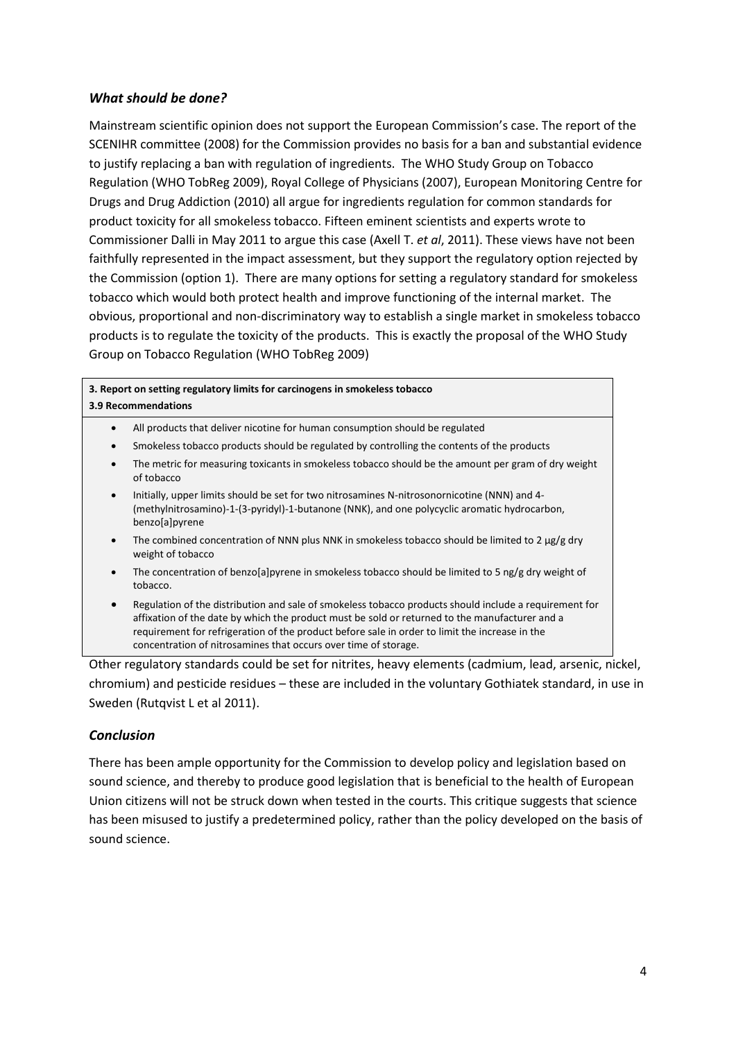### *What should be done?*

Mainstream scientific opinion does not support the European Commission's case. The report of the SCENIHR committee (2008) for the Commission provides no basis for a ban and substantial evidence to justify replacing a ban with regulation of ingredients. The WHO Study Group on Tobacco Regulation (WHO TobReg 2009), Royal College of Physicians (2007), European Monitoring Centre for Drugs and Drug Addiction (2010) all argue for ingredients regulation for common standards for product toxicity for all smokeless tobacco. Fifteen eminent scientists and experts wrote to Commissioner Dalli in May 2011 to argue this case (Axell T. *et al*, 2011). These views have not been faithfully represented in the impact assessment, but they support the regulatory option rejected by the Commission (option 1). There are many options for setting a regulatory standard for smokeless tobacco which would both protect health and improve functioning of the internal market. The obvious, proportional and non-discriminatory way to establish a single market in smokeless tobacco products is to regulate the toxicity of the products. This is exactly the proposal of the WHO Study Group on Tobacco Regulation (WHO TobReg 2009)

> **3. Report on setting regulatory limits for carcinogens in smokeless tobacco**
> **3.9 Recommendations**
>
> - All products that deliver nicotine for human consumption should be regulated
> - Smokeless tobacco products should be regulated by controlling the contents of the products
> - The metric for measuring toxicants in smokeless tobacco should be the amount per gram of dry weight of tobacco
> - Initially, upper limits should be set for two nitrosamines N-nitrosonornicotine (NNN) and 4-(methylnitrosamino)-1-(3-pyridyl)-1-butanone (NNK), and one polycyclic aromatic hydrocarbon, benzo[a]pyrene
> - The combined concentration of NNN plus NNK in smokeless tobacco should be limited to 2 µg/g dry weight of tobacco
> - The concentration of benzo[a]pyrene in smokeless tobacco should be limited to 5 ng/g dry weight of tobacco.
> - Regulation of the distribution and sale of smokeless tobacco products should include a requirement for affixation of the date by which the product must be sold or returned to the manufacturer and a requirement for refrigeration of the product before sale in order to limit the increase in the concentration of nitrosamines that occurs over time of storage.

Other regulatory standards could be set for nitrites, heavy elements (cadmium, lead, arsenic, nickel, chromium) and pesticide residues – these are included in the voluntary Gothiatek standard, in use in Sweden (Rutqvist L et al 2011).

### *Conclusion*

There has been ample opportunity for the Commission to develop policy and legislation based on sound science, and thereby to produce good legislation that is beneficial to the health of European Union citizens will not be struck down when tested in the courts. This critique suggests that science has been misused to justify a predetermined policy, rather than the policy developed on the basis of sound science.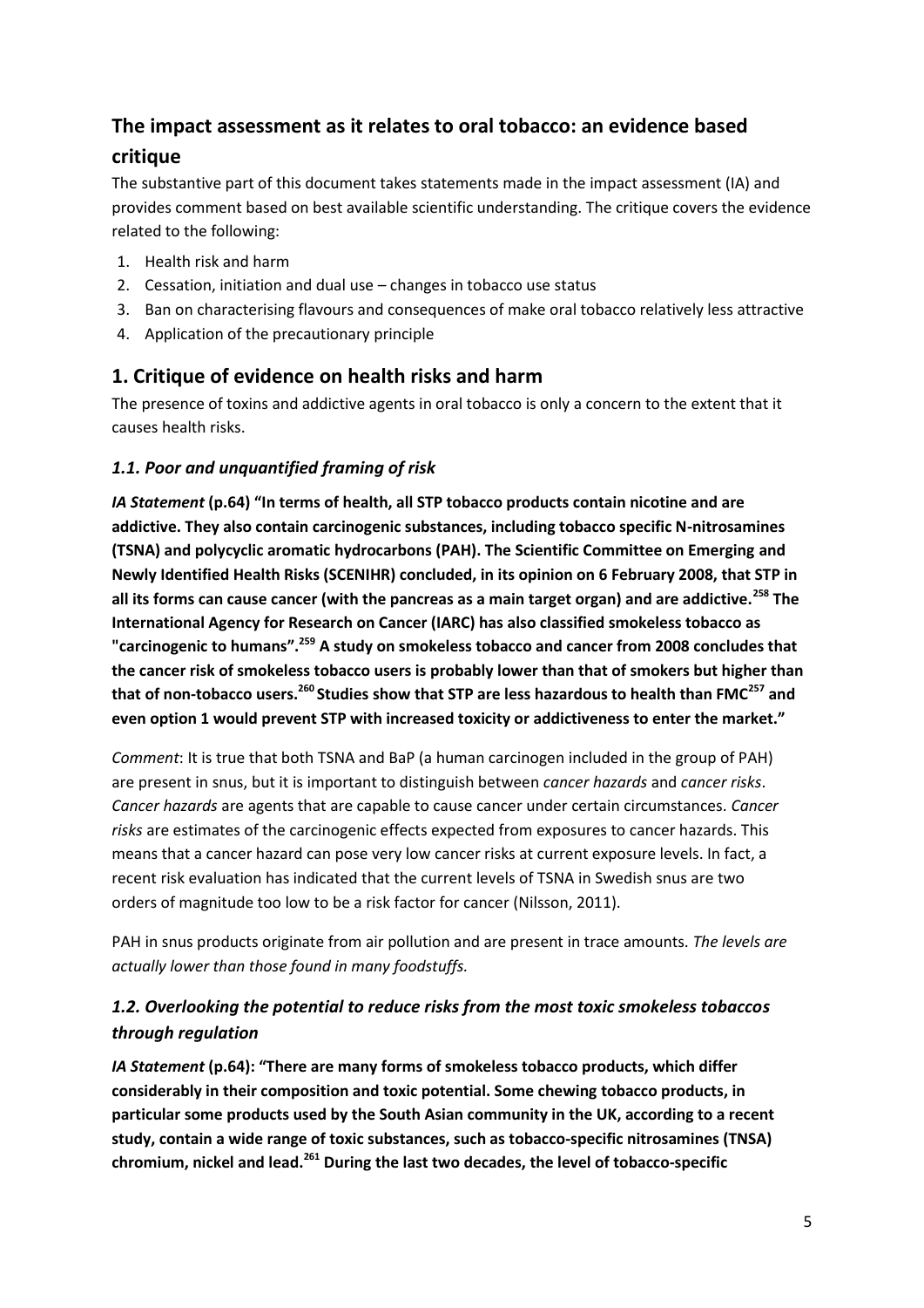## The impact assessment as it relates to oral tobacco: an evidence based critique

The substantive part of this document takes statements made in the impact assessment (IA) and provides comment based on best available scientific understanding. The critique covers the evidence related to the following:

1. Health risk and harm
2. Cessation, initiation and dual use – changes in tobacco use status
3. Ban on characterising flavours and consequences of make oral tobacco relatively less attractive
4. Application of the precautionary principle

## 1. Critique of evidence on health risks and harm

The presence of toxins and addictive agents in oral tobacco is only a concern to the extent that it causes health risks.

### *1.1. Poor and unquantified framing of risk*

***IA Statement* (p.64) "In terms of health, all STP tobacco products contain nicotine and are addictive. They also contain carcinogenic substances, including tobacco specific N-nitrosamines (TSNA) and polycyclic aromatic hydrocarbons (PAH). The Scientific Committee on Emerging and Newly Identified Health Risks (SCENIHR) concluded, in its opinion on 6 February 2008, that STP in all its forms can cause cancer (with the pancreas as a main target organ) and are addictive.[258] The International Agency for Research on Cancer (IARC) has also classified smokeless tobacco as "carcinogenic to humans".[259] A study on smokeless tobacco and cancer from 2008 concludes that the cancer risk of smokeless tobacco users is probably lower than that of smokers but higher than that of non-tobacco users.[260] Studies show that STP are less hazardous to health than FMC[257] and even option 1 would prevent STP with increased toxicity or addictiveness to enter the market."**

*Comment*: It is true that both TSNA and BaP (a human carcinogen included in the group of PAH) are present in snus, but it is important to distinguish between *cancer hazards* and *cancer risks*. *Cancer hazards* are agents that are capable to cause cancer under certain circumstances. *Cancer risks* are estimates of the carcinogenic effects expected from exposures to cancer hazards. This means that a cancer hazard can pose very low cancer risks at current exposure levels. In fact, a recent risk evaluation has indicated that the current levels of TSNA in Swedish snus are two orders of magnitude too low to be a risk factor for cancer (Nilsson, 2011).

PAH in snus products originate from air pollution and are present in trace amounts. *The levels are actually lower than those found in many foodstuffs.*

### *1.2. Overlooking the potential to reduce risks from the most toxic smokeless tobaccos through regulation*

***IA Statement* (p.64): "There are many forms of smokeless tobacco products, which differ considerably in their composition and toxic potential. Some chewing tobacco products, in particular some products used by the South Asian community in the UK, according to a recent study, contain a wide range of toxic substances, such as tobacco-specific nitrosamines (TNSA) chromium, nickel and lead.[261] During the last two decades, the level of tobacco-specific**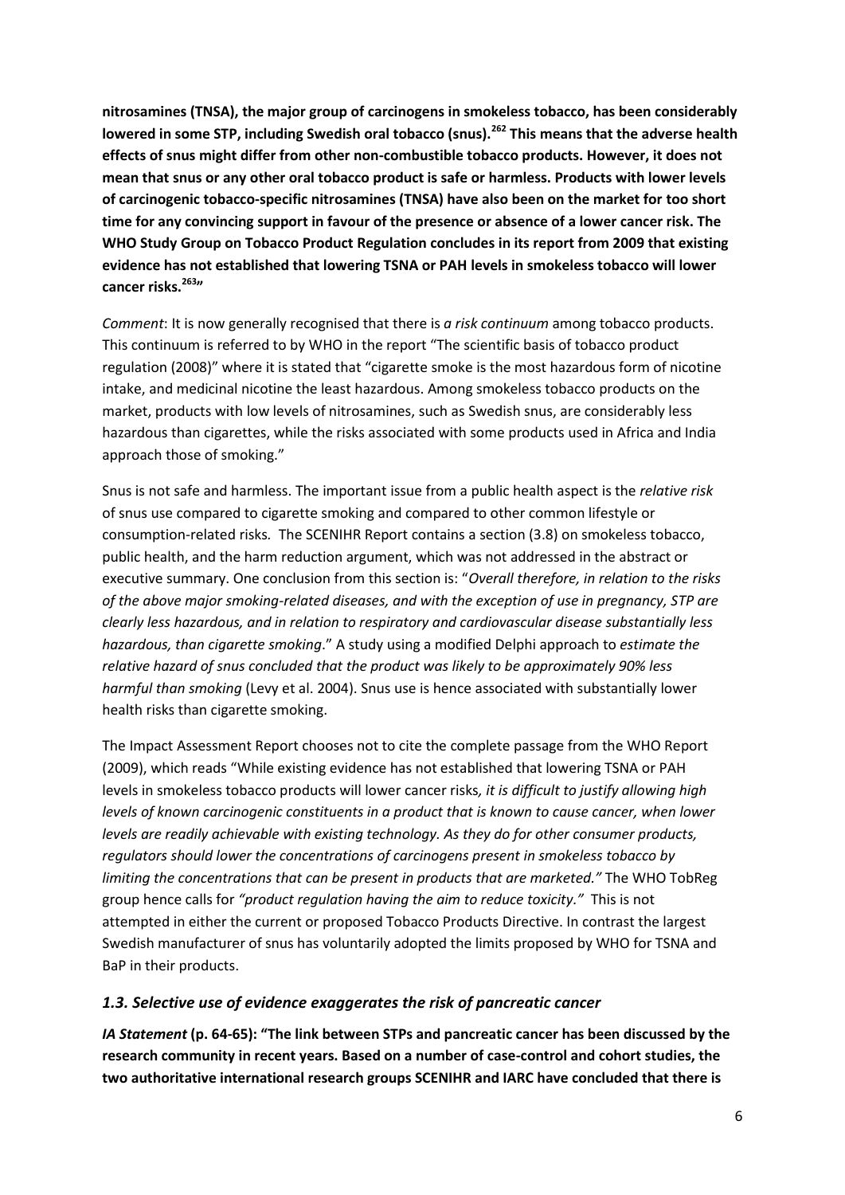**nitrosamines (TNSA), the major group of carcinogens in smokeless tobacco, has been considerably lowered in some STP, including Swedish oral tobacco (snus).[262] This means that the adverse health effects of snus might differ from other non-combustible tobacco products. However, it does not mean that snus or any other oral tobacco product is safe or harmless. Products with lower levels of carcinogenic tobacco-specific nitrosamines (TNSA) have also been on the market for too short time for any convincing support in favour of the presence or absence of a lower cancer risk. The WHO Study Group on Tobacco Product Regulation concludes in its report from 2009 that existing evidence has not established that lowering TSNA or PAH levels in smokeless tobacco will lower cancer risks.[263]"**

*Comment*: It is now generally recognised that there is *a risk continuum* among tobacco products. This continuum is referred to by WHO in the report "The scientific basis of tobacco product regulation (2008)" where it is stated that "cigarette smoke is the most hazardous form of nicotine intake, and medicinal nicotine the least hazardous. Among smokeless tobacco products on the market, products with low levels of nitrosamines, such as Swedish snus, are considerably less hazardous than cigarettes, while the risks associated with some products used in Africa and India approach those of smoking."

Snus is not safe and harmless. The important issue from a public health aspect is the *relative risk* of snus use compared to cigarette smoking and compared to other common lifestyle or consumption-related risks. The SCENIHR Report contains a section (3.8) on smokeless tobacco, public health, and the harm reduction argument, which was not addressed in the abstract or executive summary. One conclusion from this section is: "*Overall therefore, in relation to the risks of the above major smoking-related diseases, and with the exception of use in pregnancy, STP are clearly less hazardous, and in relation to respiratory and cardiovascular disease substantially less hazardous, than cigarette smoking*." A study using a modified Delphi approach to *estimate the relative hazard of snus concluded that the product was likely to be approximately 90% less harmful than smoking* (Levy et al. 2004). Snus use is hence associated with substantially lower health risks than cigarette smoking.

The Impact Assessment Report chooses not to cite the complete passage from the WHO Report (2009), which reads "While existing evidence has not established that lowering TSNA or PAH levels in smokeless tobacco products will lower cancer risks*, it is difficult to justify allowing high levels of known carcinogenic constituents in a product that is known to cause cancer, when lower levels are readily achievable with existing technology. As they do for other consumer products, regulators should lower the concentrations of carcinogens present in smokeless tobacco by limiting the concentrations that can be present in products that are marketed."* The WHO TobReg group hence calls for *"product regulation having the aim to reduce toxicity."* This is not attempted in either the current or proposed Tobacco Products Directive. In contrast the largest Swedish manufacturer of snus has voluntarily adopted the limits proposed by WHO for TSNA and BaP in their products.

### *1.3. Selective use of evidence exaggerates the risk of pancreatic cancer*

***IA Statement*** **(p. 64-65): "The link between STPs and pancreatic cancer has been discussed by the research community in recent years. Based on a number of case-control and cohort studies, the two authoritative international research groups SCENIHR and IARC have concluded that there is**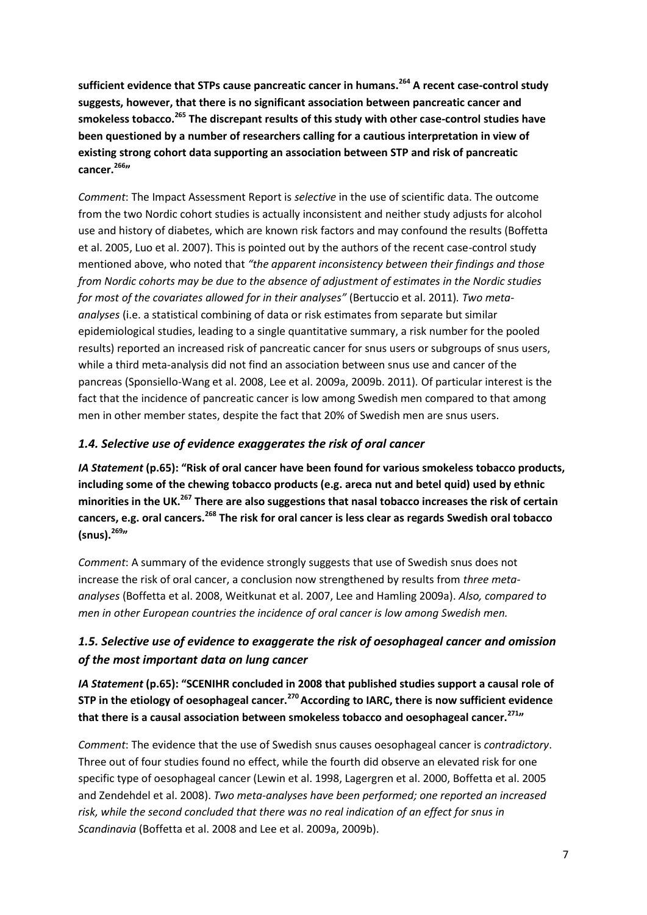**sufficient evidence that STPs cause pancreatic cancer in humans.[264] A recent case-control study suggests, however, that there is no significant association between pancreatic cancer and smokeless tobacco.[265] The discrepant results of this study with other case-control studies have been questioned by a number of researchers calling for a cautious interpretation in view of existing strong cohort data supporting an association between STP and risk of pancreatic cancer.[266]"**

*Comment*: The Impact Assessment Report is *selective* in the use of scientific data. The outcome from the two Nordic cohort studies is actually inconsistent and neither study adjusts for alcohol use and history of diabetes, which are known risk factors and may confound the results (Boffetta et al. 2005, Luo et al. 2007). This is pointed out by the authors of the recent case-control study mentioned above, who noted that *"the apparent inconsistency between their findings and those from Nordic cohorts may be due to the absence of adjustment of estimates in the Nordic studies for most of the covariates allowed for in their analyses"* (Bertuccio et al. 2011). *Two meta-analyses* (i.e. a statistical combining of data or risk estimates from separate but similar epidemiological studies, leading to a single quantitative summary, a risk number for the pooled results) reported an increased risk of pancreatic cancer for snus users or subgroups of snus users, while a third meta-analysis did not find an association between snus use and cancer of the pancreas (Sponsiello-Wang et al. 2008, Lee et al. 2009a, 2009b. 2011). Of particular interest is the fact that the incidence of pancreatic cancer is low among Swedish men compared to that among men in other member states, despite the fact that 20% of Swedish men are snus users.

### *1.4. Selective use of evidence exaggerates the risk of oral cancer*

***IA Statement*** **(p.65): "Risk of oral cancer have been found for various smokeless tobacco products, including some of the chewing tobacco products (e.g. areca nut and betel quid) used by ethnic minorities in the UK.[267] There are also suggestions that nasal tobacco increases the risk of certain cancers, e.g. oral cancers.[268] The risk for oral cancer is less clear as regards Swedish oral tobacco (snus).[269]"**

*Comment*: A summary of the evidence strongly suggests that use of Swedish snus does not increase the risk of oral cancer, a conclusion now strengthened by results from *three meta-analyses* (Boffetta et al. 2008, Weitkunat et al. 2007, Lee and Hamling 2009a). *Also, compared to men in other European countries the incidence of oral cancer is low among Swedish men.*

### *1.5. Selective use of evidence to exaggerate the risk of oesophageal cancer and omission of the most important data on lung cancer*

***IA Statement*** **(p.65): "SCENIHR concluded in 2008 that published studies support a causal role of STP in the etiology of oesophageal cancer.[270] According to IARC, there is now sufficient evidence that there is a causal association between smokeless tobacco and oesophageal cancer.[271]"**

*Comment*: The evidence that the use of Swedish snus causes oesophageal cancer is *contradictory*. Three out of four studies found no effect, while the fourth did observe an elevated risk for one specific type of oesophageal cancer (Lewin et al. 1998, Lagergren et al. 2000, Boffetta et al. 2005 and Zendehdel et al. 2008). *Two meta-analyses have been performed; one reported an increased risk, while the second concluded that there was no real indication of an effect for snus in Scandinavia* (Boffetta et al. 2008 and Lee et al. 2009a, 2009b).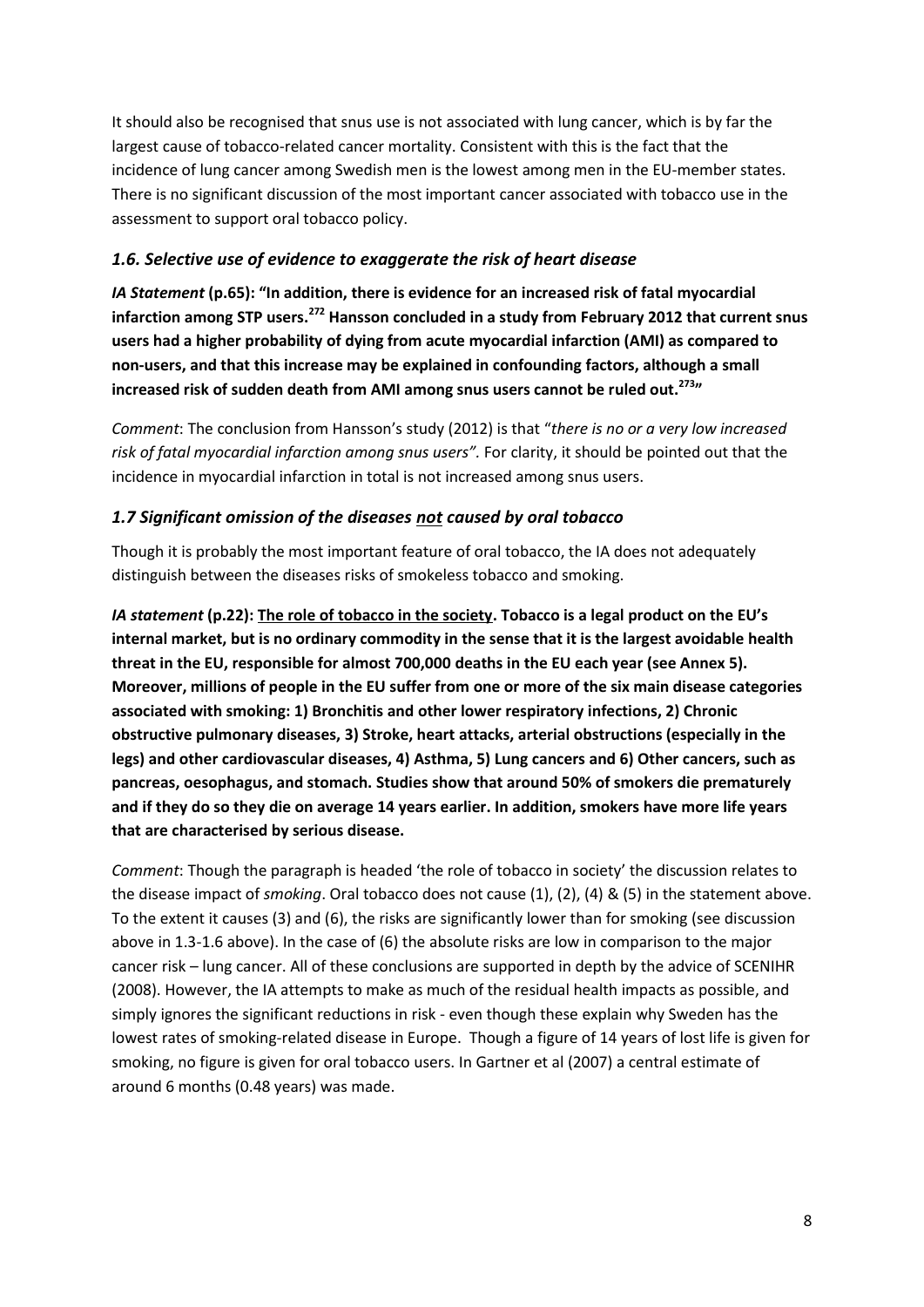It should also be recognised that snus use is not associated with lung cancer, which is by far the largest cause of tobacco-related cancer mortality. Consistent with this is the fact that the incidence of lung cancer among Swedish men is the lowest among men in the EU-member states. There is no significant discussion of the most important cancer associated with tobacco use in the assessment to support oral tobacco policy.

### *1.6. Selective use of evidence to exaggerate the risk of heart disease*

***IA Statement*** **(p.65): "In addition, there is evidence for an increased risk of fatal myocardial infarction among STP users.[272] Hansson concluded in a study from February 2012 that current snus users had a higher probability of dying from acute myocardial infarction (AMI) as compared to non-users, and that this increase may be explained in confounding factors, although a small increased risk of sudden death from AMI among snus users cannot be ruled out.[273]"**

*Comment*: The conclusion from Hansson's study (2012) is that "*there is no or a very low increased risk of fatal myocardial infarction among snus users".* For clarity, it should be pointed out that the incidence in myocardial infarction in total is not increased among snus users.

### *1.7 Significant omission of the diseases not caused by oral tobacco*

Though it is probably the most important feature of oral tobacco, the IA does not adequately distinguish between the diseases risks of smokeless tobacco and smoking.

***IA statement*** **(p.22): The role of tobacco in the society. Tobacco is a legal product on the EU's internal market, but is no ordinary commodity in the sense that it is the largest avoidable health threat in the EU, responsible for almost 700,000 deaths in the EU each year (see Annex 5). Moreover, millions of people in the EU suffer from one or more of the six main disease categories associated with smoking: 1) Bronchitis and other lower respiratory infections, 2) Chronic obstructive pulmonary diseases, 3) Stroke, heart attacks, arterial obstructions (especially in the legs) and other cardiovascular diseases, 4) Asthma, 5) Lung cancers and 6) Other cancers, such as pancreas, oesophagus, and stomach. Studies show that around 50% of smokers die prematurely and if they do so they die on average 14 years earlier. In addition, smokers have more life years that are characterised by serious disease.**

*Comment*: Though the paragraph is headed 'the role of tobacco in society' the discussion relates to the disease impact of *smoking*. Oral tobacco does not cause (1), (2), (4) & (5) in the statement above. To the extent it causes (3) and (6), the risks are significantly lower than for smoking (see discussion above in 1.3-1.6 above). In the case of (6) the absolute risks are low in comparison to the major cancer risk – lung cancer. All of these conclusions are supported in depth by the advice of SCENIHR (2008). However, the IA attempts to make as much of the residual health impacts as possible, and simply ignores the significant reductions in risk - even though these explain why Sweden has the lowest rates of smoking-related disease in Europe. Though a figure of 14 years of lost life is given for smoking, no figure is given for oral tobacco users. In Gartner et al (2007) a central estimate of around 6 months (0.48 years) was made.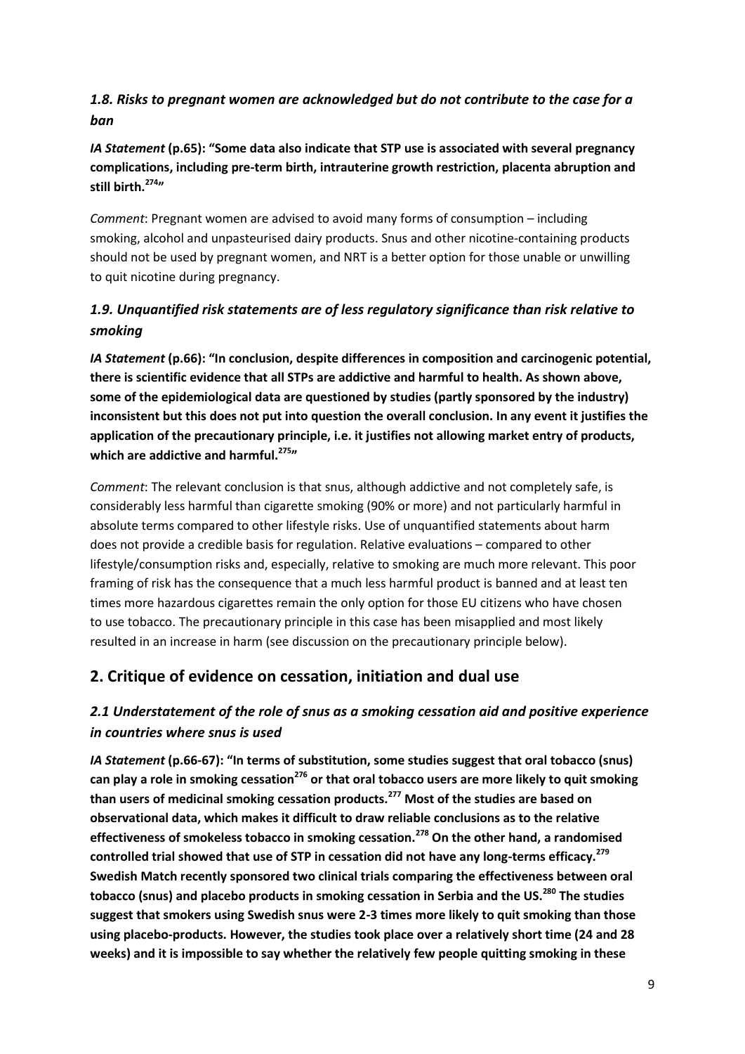### *1.8. Risks to pregnant women are acknowledged but do not contribute to the case for a ban*

***IA Statement*** **(p.65): "Some data also indicate that STP use is associated with several pregnancy complications, including pre-term birth, intrauterine growth restriction, placenta abruption and still birth.[274]"**

*Comment*: Pregnant women are advised to avoid many forms of consumption – including smoking, alcohol and unpasteurised dairy products. Snus and other nicotine-containing products should not be used by pregnant women, and NRT is a better option for those unable or unwilling to quit nicotine during pregnancy.

### *1.9. Unquantified risk statements are of less regulatory significance than risk relative to smoking*

***IA Statement*** **(p.66): "In conclusion, despite differences in composition and carcinogenic potential, there is scientific evidence that all STPs are addictive and harmful to health. As shown above, some of the epidemiological data are questioned by studies (partly sponsored by the industry) inconsistent but this does not put into question the overall conclusion. In any event it justifies the application of the precautionary principle, i.e. it justifies not allowing market entry of products, which are addictive and harmful.[275]"**

*Comment*: The relevant conclusion is that snus, although addictive and not completely safe, is considerably less harmful than cigarette smoking (90% or more) and not particularly harmful in absolute terms compared to other lifestyle risks. Use of unquantified statements about harm does not provide a credible basis for regulation. Relative evaluations – compared to other lifestyle/consumption risks and, especially, relative to smoking are much more relevant. This poor framing of risk has the consequence that a much less harmful product is banned and at least ten times more hazardous cigarettes remain the only option for those EU citizens who have chosen to use tobacco. The precautionary principle in this case has been misapplied and most likely resulted in an increase in harm (see discussion on the precautionary principle below).

## 2. Critique of evidence on cessation, initiation and dual use

### *2.1 Understatement of the role of snus as a smoking cessation aid and positive experience in countries where snus is used*

***IA Statement*** **(p.66-67): "In terms of substitution, some studies suggest that oral tobacco (snus) can play a role in smoking cessation[276] or that oral tobacco users are more likely to quit smoking than users of medicinal smoking cessation products.[277] Most of the studies are based on observational data, which makes it difficult to draw reliable conclusions as to the relative effectiveness of smokeless tobacco in smoking cessation.[278] On the other hand, a randomised controlled trial showed that use of STP in cessation did not have any long-terms efficacy.[279] Swedish Match recently sponsored two clinical trials comparing the effectiveness between oral tobacco (snus) and placebo products in smoking cessation in Serbia and the US.[280] The studies suggest that smokers using Swedish snus were 2-3 times more likely to quit smoking than those using placebo-products. However, the studies took place over a relatively short time (24 and 28 weeks) and it is impossible to say whether the relatively few people quitting smoking in these**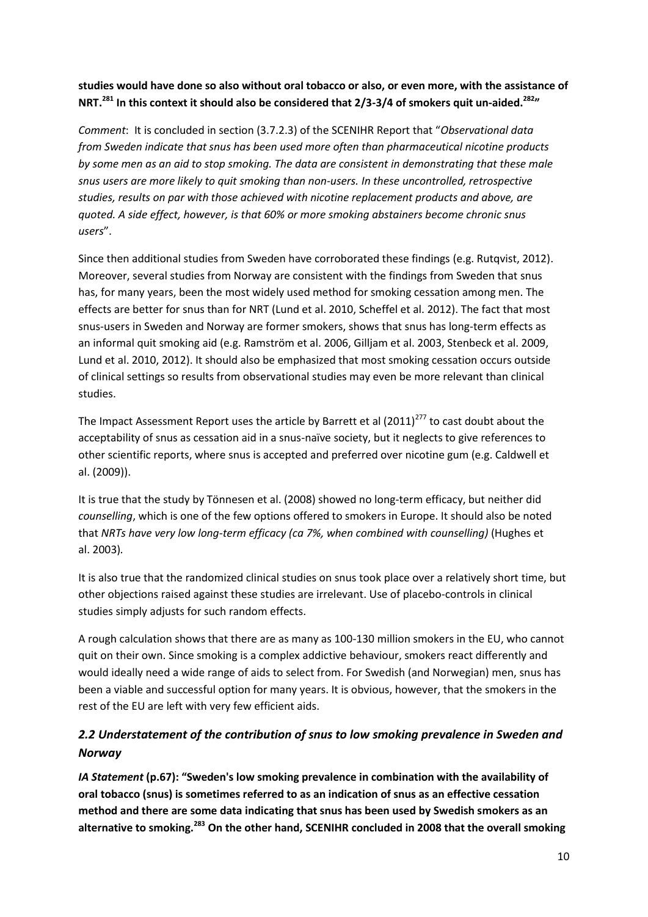**studies would have done so also without oral tobacco or also, or even more, with the assistance of NRT.[281] In this context it should also be considered that 2/3-3/4 of smokers quit un-aided.[282]"**

*Comment*: It is concluded in section (3.7.2.3) of the SCENIHR Report that "*Observational data from Sweden indicate that snus has been used more often than pharmaceutical nicotine products by some men as an aid to stop smoking. The data are consistent in demonstrating that these male snus users are more likely to quit smoking than non-users. In these uncontrolled, retrospective studies, results on par with those achieved with nicotine replacement products and above, are quoted. A side effect, however, is that 60% or more smoking abstainers become chronic snus users*".

Since then additional studies from Sweden have corroborated these findings (e.g. Rutqvist, 2012). Moreover, several studies from Norway are consistent with the findings from Sweden that snus has, for many years, been the most widely used method for smoking cessation among men. The effects are better for snus than for NRT (Lund et al. 2010, Scheffel et al. 2012). The fact that most snus-users in Sweden and Norway are former smokers, shows that snus has long-term effects as an informal quit smoking aid (e.g. Ramström et al. 2006, Gilljam et al. 2003, Stenbeck et al. 2009, Lund et al. 2010, 2012). It should also be emphasized that most smoking cessation occurs outside of clinical settings so results from observational studies may even be more relevant than clinical studies.

The Impact Assessment Report uses the article by Barrett et al (2011)[277] to cast doubt about the acceptability of snus as cessation aid in a snus-naïve society, but it neglects to give references to other scientific reports, where snus is accepted and preferred over nicotine gum (e.g. Caldwell et al. (2009)).

It is true that the study by Tönnesen et al. (2008) showed no long-term efficacy, but neither did *counselling*, which is one of the few options offered to smokers in Europe. It should also be noted that *NRTs have very low long-term efficacy (ca 7%, when combined with counselling)* (Hughes et al. 2003)*.*

It is also true that the randomized clinical studies on snus took place over a relatively short time, but other objections raised against these studies are irrelevant. Use of placebo-controls in clinical studies simply adjusts for such random effects.

A rough calculation shows that there are as many as 100-130 million smokers in the EU, who cannot quit on their own. Since smoking is a complex addictive behaviour, smokers react differently and would ideally need a wide range of aids to select from. For Swedish (and Norwegian) men, snus has been a viable and successful option for many years. It is obvious, however, that the smokers in the rest of the EU are left with very few efficient aids.

## *2.2 Understatement of the contribution of snus to low smoking prevalence in Sweden and Norway*

***IA Statement*** **(p.67): "Sweden's low smoking prevalence in combination with the availability of oral tobacco (snus) is sometimes referred to as an indication of snus as an effective cessation method and there are some data indicating that snus has been used by Swedish smokers as an alternative to smoking.[283] On the other hand, SCENIHR concluded in 2008 that the overall smoking**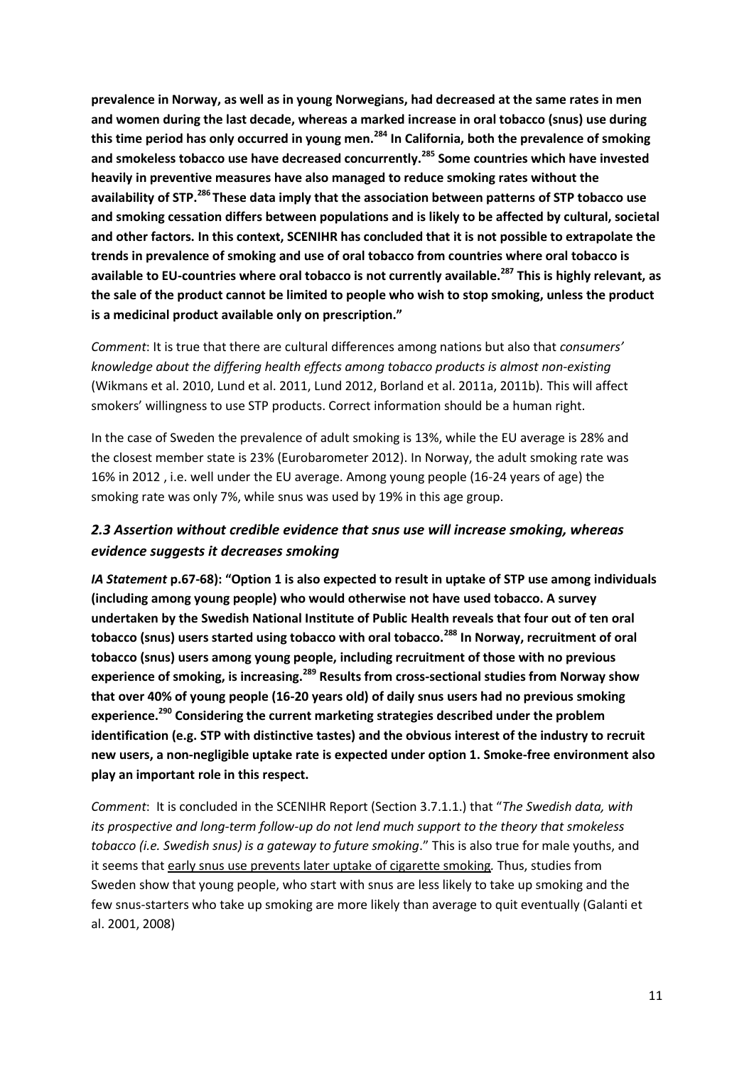**prevalence in Norway, as well as in young Norwegians, had decreased at the same rates in men and women during the last decade, whereas a marked increase in oral tobacco (snus) use during this time period has only occurred in young men.[284] In California, both the prevalence of smoking and smokeless tobacco use have decreased concurrently.[285] Some countries which have invested heavily in preventive measures have also managed to reduce smoking rates without the availability of STP.[286] These data imply that the association between patterns of STP tobacco use and smoking cessation differs between populations and is likely to be affected by cultural, societal and other factors. In this context, SCENIHR has concluded that it is not possible to extrapolate the trends in prevalence of smoking and use of oral tobacco from countries where oral tobacco is available to EU-countries where oral tobacco is not currently available.[287] This is highly relevant, as the sale of the product cannot be limited to people who wish to stop smoking, unless the product is a medicinal product available only on prescription."**

*Comment*: It is true that there are cultural differences among nations but also that *consumers' knowledge about the differing health effects among tobacco products is almost non-existing* (Wikmans et al. 2010, Lund et al. 2011, Lund 2012, Borland et al. 2011a, 2011b). This will affect smokers' willingness to use STP products. Correct information should be a human right.

In the case of Sweden the prevalence of adult smoking is 13%, while the EU average is 28% and the closest member state is 23% (Eurobarometer 2012). In Norway, the adult smoking rate was 16% in 2012 , i.e. well under the EU average. Among young people (16-24 years of age) the smoking rate was only 7%, while snus was used by 19% in this age group.

### *2.3 Assertion without credible evidence that snus use will increase smoking, whereas evidence suggests it decreases smoking*

***IA Statement* p.67-68): "Option 1 is also expected to result in uptake of STP use among individuals (including among young people) who would otherwise not have used tobacco. A survey undertaken by the Swedish National Institute of Public Health reveals that four out of ten oral tobacco (snus) users started using tobacco with oral tobacco.[288] In Norway, recruitment of oral tobacco (snus) users among young people, including recruitment of those with no previous experience of smoking, is increasing.[289] Results from cross-sectional studies from Norway show that over 40% of young people (16-20 years old) of daily snus users had no previous smoking experience.[290] Considering the current marketing strategies described under the problem identification (e.g. STP with distinctive tastes) and the obvious interest of the industry to recruit new users, a non-negligible uptake rate is expected under option 1. Smoke-free environment also play an important role in this respect.**

*Comment*: It is concluded in the SCENIHR Report (Section 3.7.1.1.) that "*The Swedish data, with its prospective and long-term follow-up do not lend much support to the theory that smokeless tobacco (i.e. Swedish snus) is a gateway to future smoking*." This is also true for male youths, and it seems that <u>early snus use prevents later uptake of cigarette smoking</u>*.* Thus, studies from Sweden show that young people, who start with snus are less likely to take up smoking and the few snus-starters who take up smoking are more likely than average to quit eventually (Galanti et al. 2001, 2008)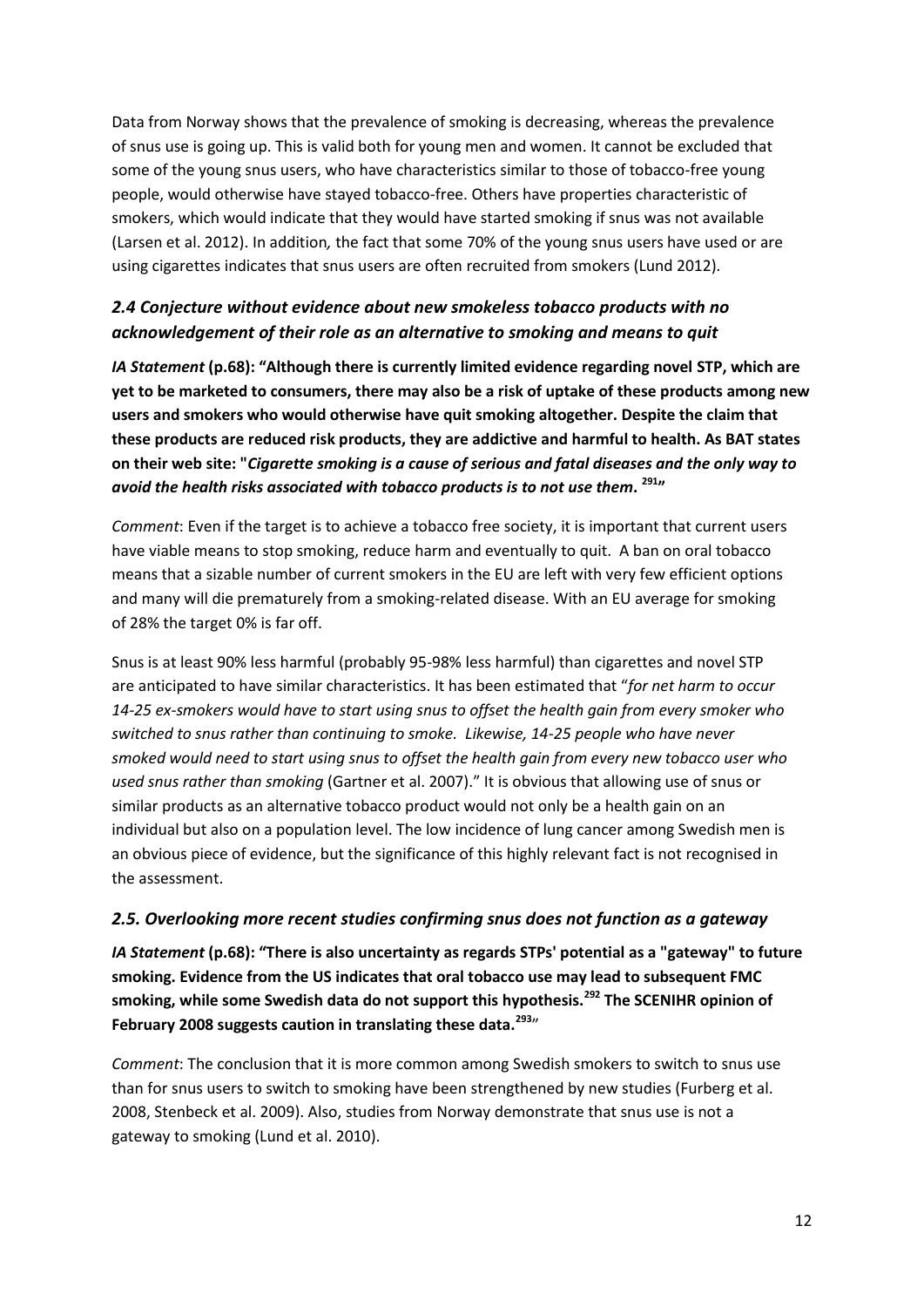Data from Norway shows that the prevalence of smoking is decreasing, whereas the prevalence of snus use is going up. This is valid both for young men and women. It cannot be excluded that some of the young snus users, who have characteristics similar to those of tobacco-free young people, would otherwise have stayed tobacco-free. Others have properties characteristic of smokers, which would indicate that they would have started smoking if snus was not available (Larsen et al. 2012). In addition, the fact that some 70% of the young snus users have used or are using cigarettes indicates that snus users are often recruited from smokers (Lund 2012).

### *2.4 Conjecture without evidence about new smokeless tobacco products with no acknowledgement of their role as an alternative to smoking and means to quit*

***IA Statement*** **(p.68): "Although there is currently limited evidence regarding novel STP, which are yet to be marketed to consumers, there may also be a risk of uptake of these products among new users and smokers who would otherwise have quit smoking altogether. Despite the claim that these products are reduced risk products, they are addictive and harmful to health. As BAT states on their web site: "*Cigarette smoking is a cause of serious and fatal diseases and the only way to avoid the health risks associated with tobacco products is to not use them*. [291]"**

*Comment*: Even if the target is to achieve a tobacco free society, it is important that current users have viable means to stop smoking, reduce harm and eventually to quit. A ban on oral tobacco means that a sizable number of current smokers in the EU are left with very few efficient options and many will die prematurely from a smoking-related disease. With an EU average for smoking of 28% the target 0% is far off.

Snus is at least 90% less harmful (probably 95-98% less harmful) than cigarettes and novel STP are anticipated to have similar characteristics. It has been estimated that "*for net harm to occur 14-25 ex-smokers would have to start using snus to offset the health gain from every smoker who switched to snus rather than continuing to smoke. Likewise, 14-25 people who have never smoked would need to start using snus to offset the health gain from every new tobacco user who used snus rather than smoking* (Gartner et al. 2007)." It is obvious that allowing use of snus or similar products as an alternative tobacco product would not only be a health gain on an individual but also on a population level. The low incidence of lung cancer among Swedish men is an obvious piece of evidence, but the significance of this highly relevant fact is not recognised in the assessment.

### *2.5. Overlooking more recent studies confirming snus does not function as a gateway*

***IA Statement*** **(p.68): "There is also uncertainty as regards STPs' potential as a "gateway" to future smoking. Evidence from the US indicates that oral tobacco use may lead to subsequent FMC smoking, while some Swedish data do not support this hypothesis.[292] The SCENIHR opinion of February 2008 suggests caution in translating these data.[293]"**

*Comment*: The conclusion that it is more common among Swedish smokers to switch to snus use than for snus users to switch to smoking have been strengthened by new studies (Furberg et al. 2008, Stenbeck et al. 2009). Also, studies from Norway demonstrate that snus use is not a gateway to smoking (Lund et al. 2010).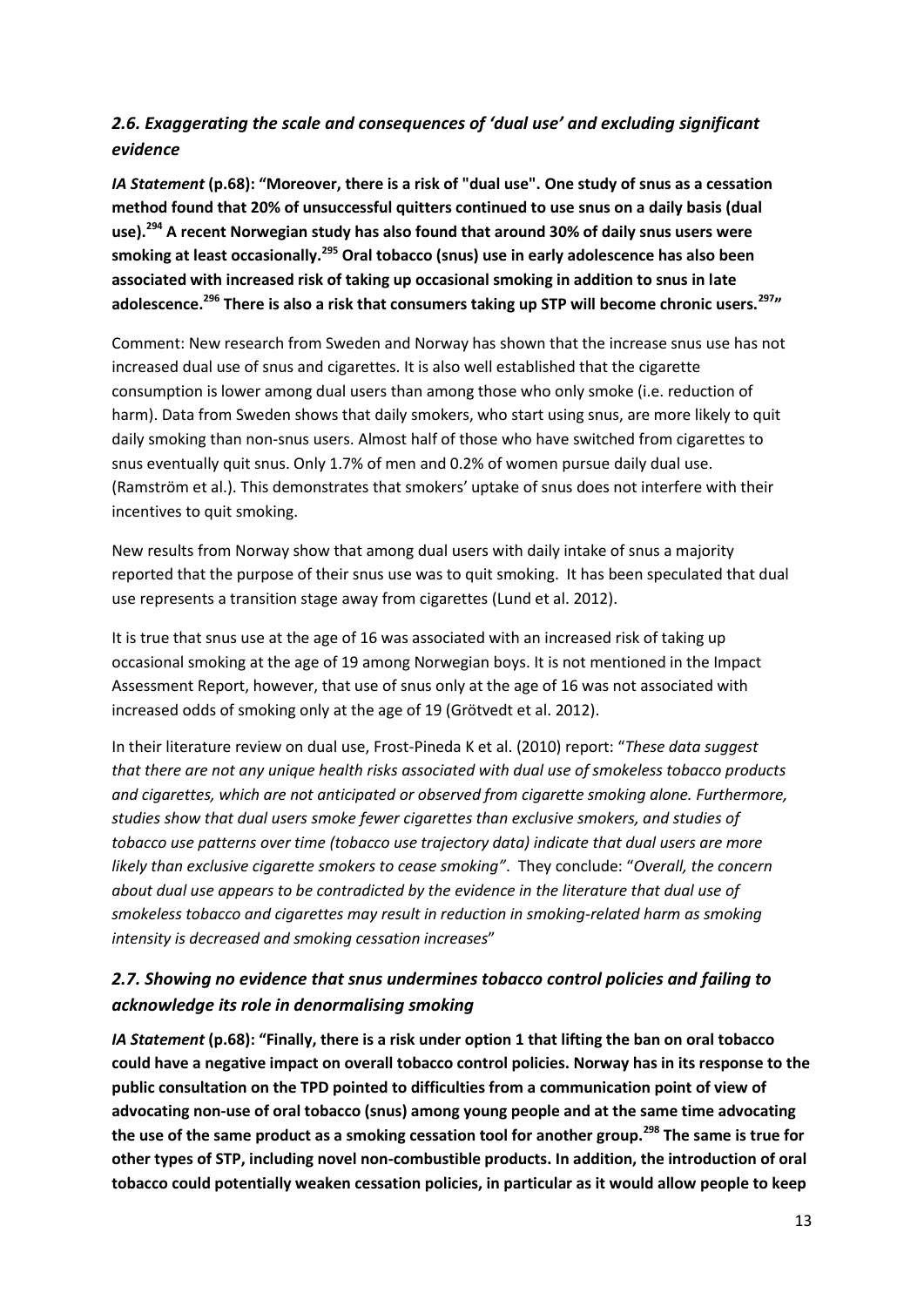## *2.6. Exaggerating the scale and consequences of 'dual use' and excluding significant evidence*

***IA Statement*** **(p.68): "Moreover, there is a risk of "dual use". One study of snus as a cessation method found that 20% of unsuccessful quitters continued to use snus on a daily basis (dual use).[294] A recent Norwegian study has also found that around 30% of daily snus users were smoking at least occasionally.[295] Oral tobacco (snus) use in early adolescence has also been associated with increased risk of taking up occasional smoking in addition to snus in late adolescence.[296] There is also a risk that consumers taking up STP will become chronic users.[297]"**

Comment: New research from Sweden and Norway has shown that the increase snus use has not increased dual use of snus and cigarettes. It is also well established that the cigarette consumption is lower among dual users than among those who only smoke (i.e. reduction of harm). Data from Sweden shows that daily smokers, who start using snus, are more likely to quit daily smoking than non-snus users. Almost half of those who have switched from cigarettes to snus eventually quit snus. Only 1.7% of men and 0.2% of women pursue daily dual use. (Ramström et al.). This demonstrates that smokers' uptake of snus does not interfere with their incentives to quit smoking.

New results from Norway show that among dual users with daily intake of snus a majority reported that the purpose of their snus use was to quit smoking. It has been speculated that dual use represents a transition stage away from cigarettes (Lund et al. 2012).

It is true that snus use at the age of 16 was associated with an increased risk of taking up occasional smoking at the age of 19 among Norwegian boys. It is not mentioned in the Impact Assessment Report, however, that use of snus only at the age of 16 was not associated with increased odds of smoking only at the age of 19 (Grötvedt et al. 2012).

In their literature review on dual use, Frost-Pineda K et al. (2010) report: "*These data suggest that there are not any unique health risks associated with dual use of smokeless tobacco products and cigarettes, which are not anticipated or observed from cigarette smoking alone. Furthermore, studies show that dual users smoke fewer cigarettes than exclusive smokers, and studies of tobacco use patterns over time (tobacco use trajectory data) indicate that dual users are more likely than exclusive cigarette smokers to cease smoking"*. They conclude: "*Overall, the concern about dual use appears to be contradicted by the evidence in the literature that dual use of smokeless tobacco and cigarettes may result in reduction in smoking-related harm as smoking intensity is decreased and smoking cessation increases*"

## *2.7. Showing no evidence that snus undermines tobacco control policies and failing to acknowledge its role in denormalising smoking*

***IA Statement*** **(p.68): "Finally, there is a risk under option 1 that lifting the ban on oral tobacco could have a negative impact on overall tobacco control policies. Norway has in its response to the public consultation on the TPD pointed to difficulties from a communication point of view of advocating non-use of oral tobacco (snus) among young people and at the same time advocating the use of the same product as a smoking cessation tool for another group.[298] The same is true for other types of STP, including novel non-combustible products. In addition, the introduction of oral tobacco could potentially weaken cessation policies, in particular as it would allow people to keep**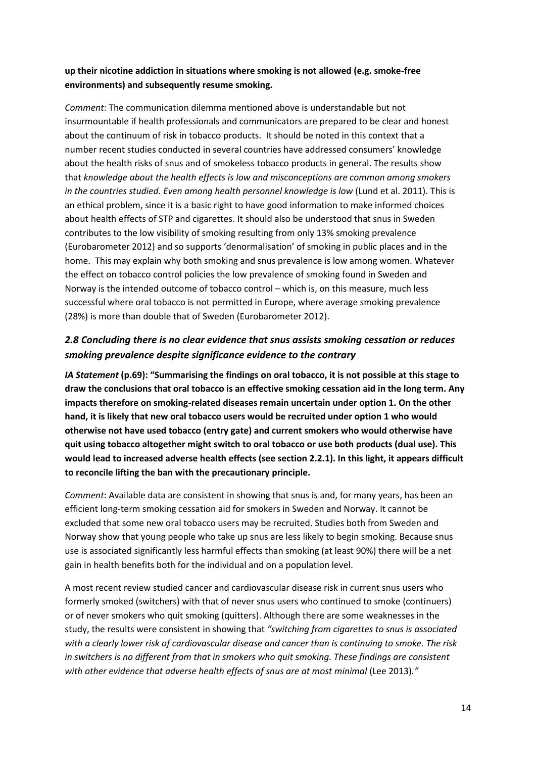**up their nicotine addiction in situations where smoking is not allowed (e.g. smoke-free environments) and subsequently resume smoking.**

*Comment*: The communication dilemma mentioned above is understandable but not insurmountable if health professionals and communicators are prepared to be clear and honest about the continuum of risk in tobacco products. It should be noted in this context that a number recent studies conducted in several countries have addressed consumers' knowledge about the health risks of snus and of smokeless tobacco products in general. The results show that *knowledge about the health effects is low and misconceptions are common among smokers in the countries studied. Even among health personnel knowledge is low* (Lund et al. 2011)*.* This is an ethical problem, since it is a basic right to have good information to make informed choices about health effects of STP and cigarettes. It should also be understood that snus in Sweden contributes to the low visibility of smoking resulting from only 13% smoking prevalence (Eurobarometer 2012) and so supports 'denormalisation' of smoking in public places and in the home. This may explain why both smoking and snus prevalence is low among women. Whatever the effect on tobacco control policies the low prevalence of smoking found in Sweden and Norway is the intended outcome of tobacco control – which is, on this measure, much less successful where oral tobacco is not permitted in Europe, where average smoking prevalence (28%) is more than double that of Sweden (Eurobarometer 2012).

## *2.8 Concluding there is no clear evidence that snus assists smoking cessation or reduces smoking prevalence despite significance evidence to the contrary*

***IA Statement*** **(p.69): "Summarising the findings on oral tobacco, it is not possible at this stage to draw the conclusions that oral tobacco is an effective smoking cessation aid in the long term. Any impacts therefore on smoking-related diseases remain uncertain under option 1. On the other hand, it is likely that new oral tobacco users would be recruited under option 1 who would otherwise not have used tobacco (entry gate) and current smokers who would otherwise have quit using tobacco altogether might switch to oral tobacco or use both products (dual use). This would lead to increased adverse health effects (see section 2.2.1). In this light, it appears difficult to reconcile lifting the ban with the precautionary principle.**

*Comment*: Available data are consistent in showing that snus is and, for many years, has been an efficient long-term smoking cessation aid for smokers in Sweden and Norway. It cannot be excluded that some new oral tobacco users may be recruited. Studies both from Sweden and Norway show that young people who take up snus are less likely to begin smoking. Because snus use is associated significantly less harmful effects than smoking (at least 90%) there will be a net gain in health benefits both for the individual and on a population level.

A most recent review studied cancer and cardiovascular disease risk in current snus users who formerly smoked (switchers) with that of never snus users who continued to smoke (continuers) or of never smokers who quit smoking (quitters). Although there are some weaknesses in the study, the results were consistent in showing that *"switching from cigarettes to snus is associated with a clearly lower risk of cardiovascular disease and cancer than is continuing to smoke. The risk in switchers is no different from that in smokers who quit smoking. These findings are consistent with other evidence that adverse health effects of snus are at most minimal* (Lee 2013)*."*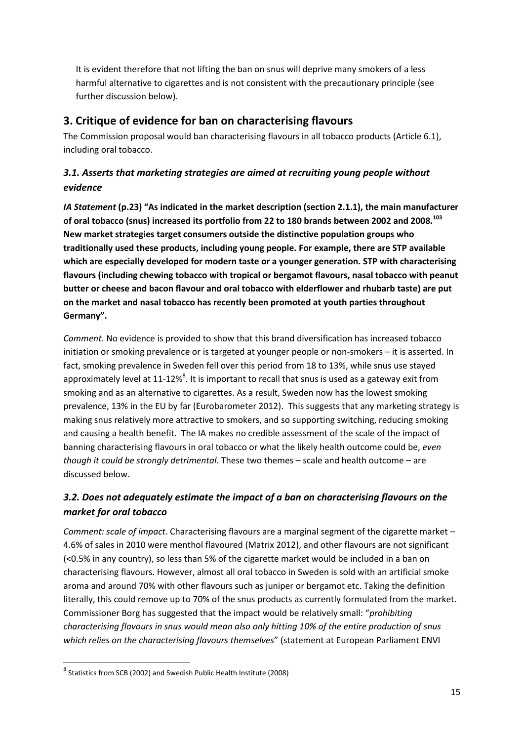It is evident therefore that not lifting the ban on snus will deprive many smokers of a less harmful alternative to cigarettes and is not consistent with the precautionary principle (see further discussion below).

## 3. Critique of evidence for ban on characterising flavours

The Commission proposal would ban characterising flavours in all tobacco products (Article 6.1), including oral tobacco.

### *3.1. Asserts that marketing strategies are aimed at recruiting young people without evidence*

***IA Statement* (p.23) "As indicated in the market description (section 2.1.1), the main manufacturer of oral tobacco (snus) increased its portfolio from 22 to 180 brands between 2002 and 2008.[103] New market strategies target consumers outside the distinctive population groups who traditionally used these products, including young people. For example, there are STP available which are especially developed for modern taste or a younger generation. STP with characterising flavours (including chewing tobacco with tropical or bergamot flavours, nasal tobacco with peanut butter or cheese and bacon flavour and oral tobacco with elderflower and rhubarb taste) are put on the market and nasal tobacco has recently been promoted at youth parties throughout Germany".**

*Comment*. No evidence is provided to show that this brand diversification has increased tobacco initiation or smoking prevalence or is targeted at younger people or non-smokers – it is asserted. In fact, smoking prevalence in Sweden fell over this period from 18 to 13%, while snus use stayed approximately level at 11-12%[8]. It is important to recall that snus is used as a gateway exit from smoking and as an alternative to cigarettes. As a result, Sweden now has the lowest smoking prevalence, 13% in the EU by far (Eurobarometer 2012). This suggests that any marketing strategy is making snus relatively more attractive to smokers, and so supporting switching, reducing smoking and causing a health benefit. The IA makes no credible assessment of the scale of the impact of banning characterising flavours in oral tobacco or what the likely health outcome could be, *even though it could be strongly detrimental*. These two themes – scale and health outcome – are discussed below.

### *3.2. Does not adequately estimate the impact of a ban on characterising flavours on the market for oral tobacco*

*Comment: scale of impact*. Characterising flavours are a marginal segment of the cigarette market – 4.6% of sales in 2010 were menthol flavoured (Matrix 2012), and other flavours are not significant (<0.5% in any country), so less than 5% of the cigarette market would be included in a ban on characterising flavours. However, almost all oral tobacco in Sweden is sold with an artificial smoke aroma and around 70% with other flavours such as juniper or bergamot etc. Taking the definition literally, this could remove up to 70% of the snus products as currently formulated from the market. Commissioner Borg has suggested that the impact would be relatively small: "*prohibiting characterising flavours in snus would mean also only hitting 10% of the entire production of snus which relies on the characterising flavours themselves*" (statement at European Parliament ENVI

---

[8] Statistics from SCB (2002) and Swedish Public Health Institute (2008)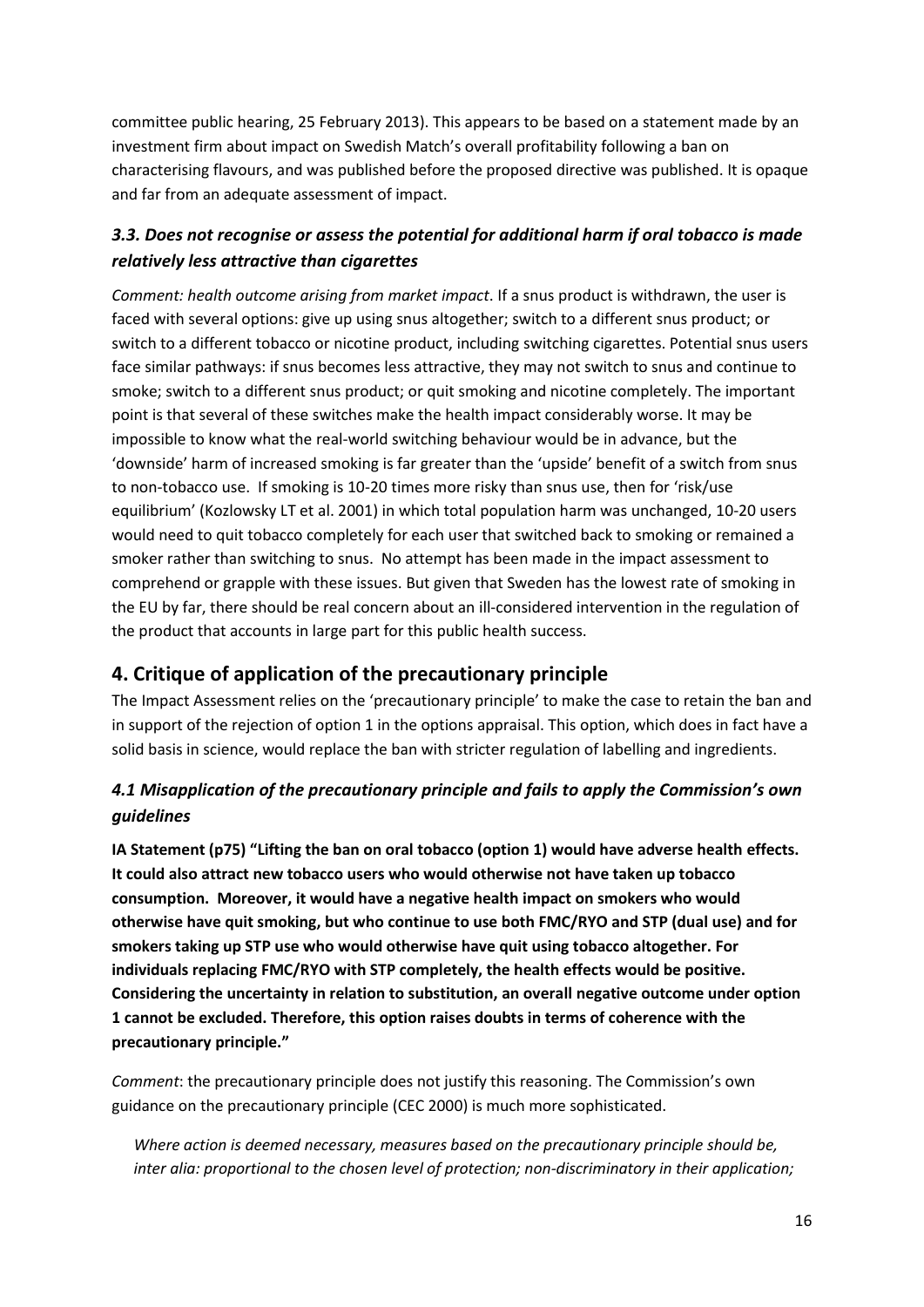committee public hearing, 25 February 2013). This appears to be based on a statement made by an investment firm about impact on Swedish Match's overall profitability following a ban on characterising flavours, and was published before the proposed directive was published. It is opaque and far from an adequate assessment of impact.

### *3.3. Does not recognise or assess the potential for additional harm if oral tobacco is made relatively less attractive than cigarettes*

*Comment: health outcome arising from market impact*. If a snus product is withdrawn, the user is faced with several options: give up using snus altogether; switch to a different snus product; or switch to a different tobacco or nicotine product, including switching cigarettes. Potential snus users face similar pathways: if snus becomes less attractive, they may not switch to snus and continue to smoke; switch to a different snus product; or quit smoking and nicotine completely. The important point is that several of these switches make the health impact considerably worse. It may be impossible to know what the real-world switching behaviour would be in advance, but the 'downside' harm of increased smoking is far greater than the 'upside' benefit of a switch from snus to non-tobacco use. If smoking is 10-20 times more risky than snus use, then for 'risk/use equilibrium' (Kozlowsky LT et al. 2001) in which total population harm was unchanged, 10-20 users would need to quit tobacco completely for each user that switched back to smoking or remained a smoker rather than switching to snus. No attempt has been made in the impact assessment to comprehend or grapple with these issues. But given that Sweden has the lowest rate of smoking in the EU by far, there should be real concern about an ill-considered intervention in the regulation of the product that accounts in large part for this public health success.

## 4. Critique of application of the precautionary principle

The Impact Assessment relies on the 'precautionary principle' to make the case to retain the ban and in support of the rejection of option 1 in the options appraisal. This option, which does in fact have a solid basis in science, would replace the ban with stricter regulation of labelling and ingredients.

### *4.1 Misapplication of the precautionary principle and fails to apply the Commission's own guidelines*

**IA Statement (p75) "Lifting the ban on oral tobacco (option 1) would have adverse health effects. It could also attract new tobacco users who would otherwise not have taken up tobacco consumption. Moreover, it would have a negative health impact on smokers who would otherwise have quit smoking, but who continue to use both FMC/RYO and STP (dual use) and for smokers taking up STP use who would otherwise have quit using tobacco altogether. For individuals replacing FMC/RYO with STP completely, the health effects would be positive. Considering the uncertainty in relation to substitution, an overall negative outcome under option 1 cannot be excluded. Therefore, this option raises doubts in terms of coherence with the precautionary principle."**

*Comment*: the precautionary principle does not justify this reasoning. The Commission's own guidance on the precautionary principle (CEC 2000) is much more sophisticated.

> *Where action is deemed necessary, measures based on the precautionary principle should be, inter alia: proportional to the chosen level of protection; non-discriminatory in their application;*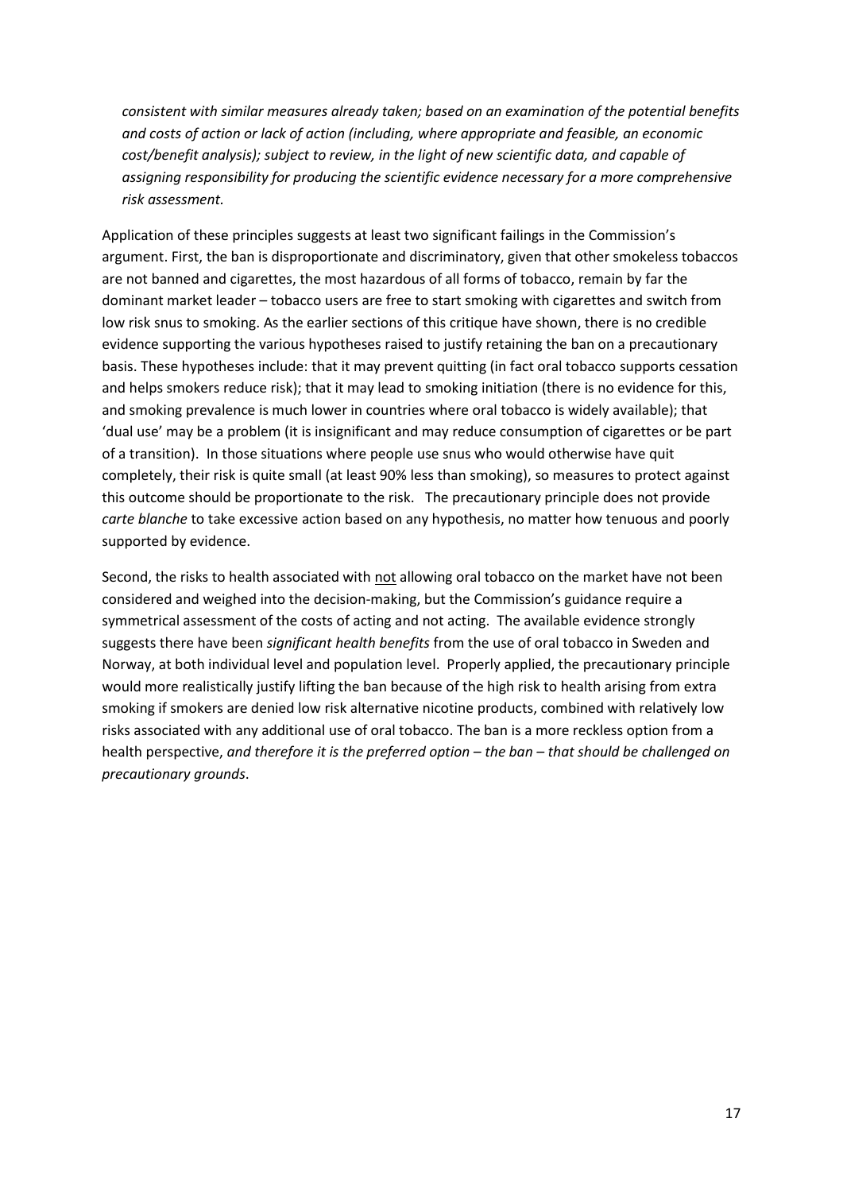*consistent with similar measures already taken; based on an examination of the potential benefits and costs of action or lack of action (including, where appropriate and feasible, an economic cost/benefit analysis); subject to review, in the light of new scientific data, and capable of assigning responsibility for producing the scientific evidence necessary for a more comprehensive risk assessment.*

Application of these principles suggests at least two significant failings in the Commission's argument. First, the ban is disproportionate and discriminatory, given that other smokeless tobaccos are not banned and cigarettes, the most hazardous of all forms of tobacco, remain by far the dominant market leader – tobacco users are free to start smoking with cigarettes and switch from low risk snus to smoking. As the earlier sections of this critique have shown, there is no credible evidence supporting the various hypotheses raised to justify retaining the ban on a precautionary basis. These hypotheses include: that it may prevent quitting (in fact oral tobacco supports cessation and helps smokers reduce risk); that it may lead to smoking initiation (there is no evidence for this, and smoking prevalence is much lower in countries where oral tobacco is widely available); that 'dual use' may be a problem (it is insignificant and may reduce consumption of cigarettes or be part of a transition). In those situations where people use snus who would otherwise have quit completely, their risk is quite small (at least 90% less than smoking), so measures to protect against this outcome should be proportionate to the risk. The precautionary principle does not provide *carte blanche* to take excessive action based on any hypothesis, no matter how tenuous and poorly supported by evidence.

Second, the risks to health associated with <u>not</u> allowing oral tobacco on the market have not been considered and weighed into the decision-making, but the Commission's guidance require a symmetrical assessment of the costs of acting and not acting. The available evidence strongly suggests there have been *significant health benefits* from the use of oral tobacco in Sweden and Norway, at both individual level and population level. Properly applied, the precautionary principle would more realistically justify lifting the ban because of the high risk to health arising from extra smoking if smokers are denied low risk alternative nicotine products, combined with relatively low risks associated with any additional use of oral tobacco. The ban is a more reckless option from a health perspective, *and therefore it is the preferred option – the ban – that should be challenged on precautionary grounds*.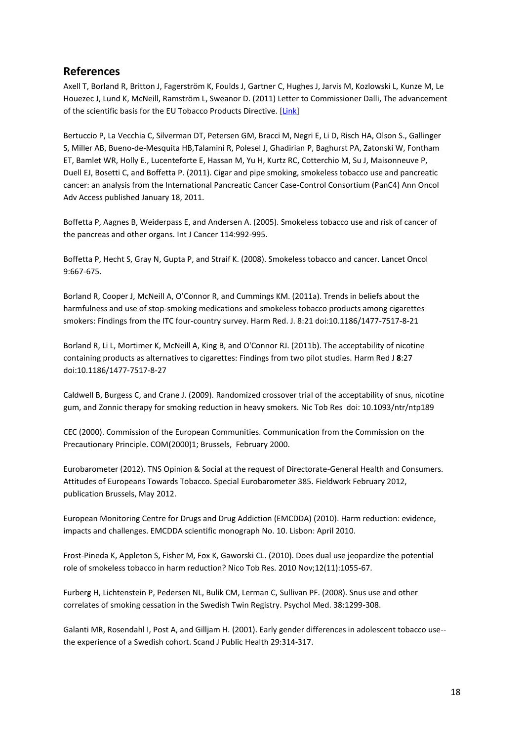## References

Axell T, Borland R, Britton J, Fagerström K, Foulds J, Gartner C, Hughes J, Jarvis M, Kozlowski L, Kunze M, Le Houezec J, Lund K, McNeill, Ramström L, Sweanor D. (2011) Letter to Commissioner Dalli, The advancement of the scientific basis for the EU Tobacco Products Directive. [Link]

Bertuccio P, La Vecchia C, Silverman DT, Petersen GM, Bracci M, Negri E, Li D, Risch HA, Olson S., Gallinger S, Miller AB, Bueno-de-Mesquita HB,Talamini R, Polesel J, Ghadirian P, Baghurst PA, Zatonski W, Fontham ET, Bamlet WR, Holly E., Lucenteforte E, Hassan M, Yu H, Kurtz RC, Cotterchio M, Su J, Maisonneuve P, Duell EJ, Bosetti C, and Boffetta P. (2011). Cigar and pipe smoking, smokeless tobacco use and pancreatic cancer: an analysis from the International Pancreatic Cancer Case-Control Consortium (PanC4) Ann Oncol Adv Access published January 18, 2011.

Boffetta P, Aagnes B, Weiderpass E, and Andersen A. (2005). Smokeless tobacco use and risk of cancer of the pancreas and other organs. Int J Cancer 114:992-995.

Boffetta P, Hecht S, Gray N, Gupta P, and Straif K. (2008). Smokeless tobacco and cancer. Lancet Oncol 9:667-675.

Borland R, Cooper J, McNeill A, O'Connor R, and Cummings KM. (2011a). Trends in beliefs about the harmfulness and use of stop-smoking medications and smokeless tobacco products among cigarettes smokers: Findings from the ITC four-country survey. Harm Red. J. 8:21 doi:10.1186/1477-7517-8-21

Borland R, Li L, Mortimer K, McNeill A, King B, and O'Connor RJ. (2011b). The acceptability of nicotine containing products as alternatives to cigarettes: Findings from two pilot studies. Harm Red J **8**:27 doi:10.1186/1477-7517-8-27

Caldwell B, Burgess C, and Crane J. (2009). Randomized crossover trial of the acceptability of snus, nicotine gum, and Zonnic therapy for smoking reduction in heavy smokers. Nic Tob Res doi: 10.1093/ntr/ntp189

CEC (2000). Commission of the European Communities. Communication from the Commission on the Precautionary Principle. COM(2000)1; Brussels, February 2000.

Eurobarometer (2012). TNS Opinion & Social at the request of Directorate-General Health and Consumers. Attitudes of Europeans Towards Tobacco. Special Eurobarometer 385. Fieldwork February 2012, publication Brussels, May 2012.

European Monitoring Centre for Drugs and Drug Addiction (EMCDDA) (2010). Harm reduction: evidence, impacts and challenges. EMCDDA scientific monograph No. 10. Lisbon: April 2010.

Frost-Pineda K, Appleton S, Fisher M, Fox K, Gaworski CL. (2010). Does dual use jeopardize the potential role of smokeless tobacco in harm reduction? Nico Tob Res. 2010 Nov;12(11):1055-67.

Furberg H, Lichtenstein P, Pedersen NL, Bulik CM, Lerman C, Sullivan PF. (2008). Snus use and other correlates of smoking cessation in the Swedish Twin Registry. Psychol Med. 38:1299-308.

Galanti MR, Rosendahl I, Post A, and Gilljam H. (2001). Early gender differences in adolescent tobacco use--the experience of a Swedish cohort. Scand J Public Health 29:314-317.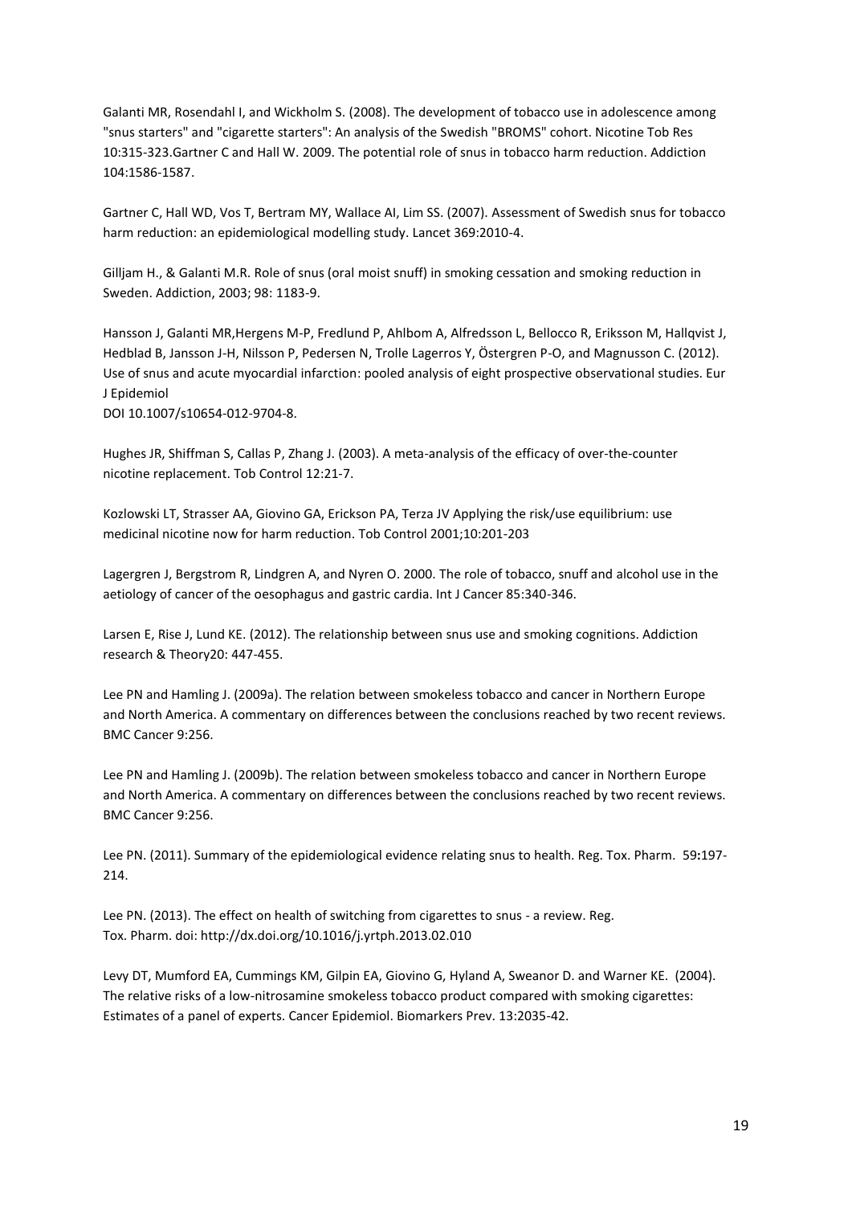Galanti MR, Rosendahl I, and Wickholm S. (2008). The development of tobacco use in adolescence among "snus starters" and "cigarette starters": An analysis of the Swedish "BROMS" cohort. Nicotine Tob Res 10:315-323.Gartner C and Hall W. 2009. The potential role of snus in tobacco harm reduction. Addiction 104:1586-1587.

Gartner C, Hall WD, Vos T, Bertram MY, Wallace AI, Lim SS. (2007). Assessment of Swedish snus for tobacco harm reduction: an epidemiological modelling study. Lancet 369:2010-4.

Gilljam H., & Galanti M.R. Role of snus (oral moist snuff) in smoking cessation and smoking reduction in Sweden. Addiction, 2003; 98: 1183-9.

Hansson J, Galanti MR,Hergens M-P, Fredlund P, Ahlbom A, Alfredsson L, Bellocco R, Eriksson M, Hallqvist J, Hedblad B, Jansson J-H, Nilsson P, Pedersen N, Trolle Lagerros Y, Östergren P-O, and Magnusson C. (2012). Use of snus and acute myocardial infarction: pooled analysis of eight prospective observational studies. Eur J Epidemiol
DOI 10.1007/s10654-012-9704-8.

Hughes JR, Shiffman S, Callas P, Zhang J. (2003). A meta-analysis of the efficacy of over-the-counter nicotine replacement. Tob Control 12:21-7.

Kozlowski LT, Strasser AA, Giovino GA, Erickson PA, Terza JV Applying the risk/use equilibrium: use medicinal nicotine now for harm reduction. Tob Control 2001;10:201-203

Lagergren J, Bergstrom R, Lindgren A, and Nyren O. 2000. The role of tobacco, snuff and alcohol use in the aetiology of cancer of the oesophagus and gastric cardia. Int J Cancer 85:340-346.

Larsen E, Rise J, Lund KE. (2012). The relationship between snus use and smoking cognitions. Addiction research & Theory20: 447-455.

Lee PN and Hamling J. (2009a). The relation between smokeless tobacco and cancer in Northern Europe and North America. A commentary on differences between the conclusions reached by two recent reviews. BMC Cancer 9:256.

Lee PN and Hamling J. (2009b). The relation between smokeless tobacco and cancer in Northern Europe and North America. A commentary on differences between the conclusions reached by two recent reviews. BMC Cancer 9:256.

Lee PN. (2011). Summary of the epidemiological evidence relating snus to health. Reg. Tox. Pharm. 59**:**197-214.

Lee PN. (2013). The effect on health of switching from cigarettes to snus - a review. Reg. Tox. Pharm. doi: http://dx.doi.org/10.1016/j.yrtph.2013.02.010

Levy DT, Mumford EA, Cummings KM, Gilpin EA, Giovino G, Hyland A, Sweanor D. and Warner KE. (2004). The relative risks of a low-nitrosamine smokeless tobacco product compared with smoking cigarettes: Estimates of a panel of experts. Cancer Epidemiol. Biomarkers Prev. 13:2035-42.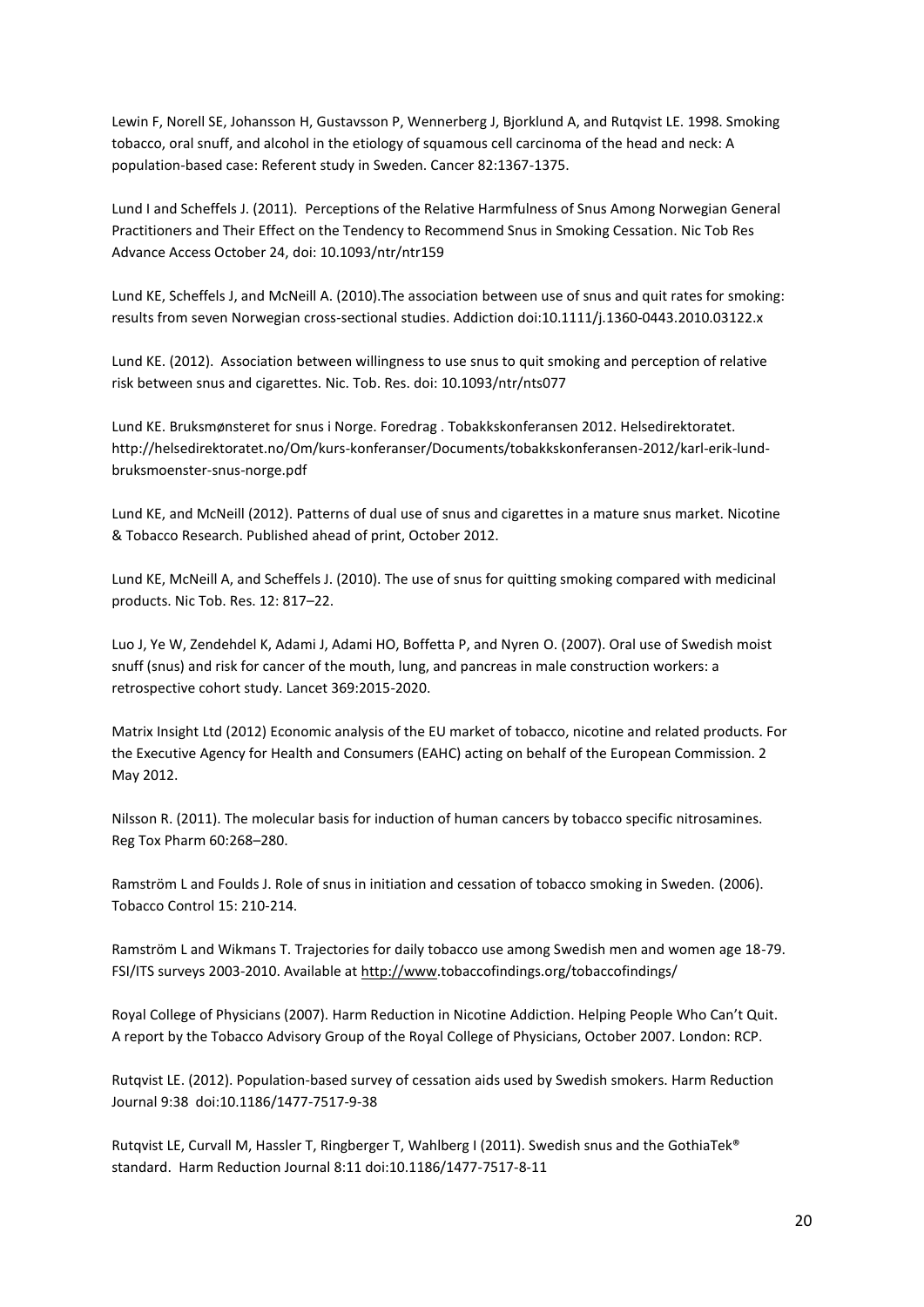Lewin F, Norell SE, Johansson H, Gustavsson P, Wennerberg J, Bjorklund A, and Rutqvist LE. 1998. Smoking tobacco, oral snuff, and alcohol in the etiology of squamous cell carcinoma of the head and neck: A population-based case: Referent study in Sweden. Cancer 82:1367-1375.

Lund I and Scheffels J. (2011). Perceptions of the Relative Harmfulness of Snus Among Norwegian General Practitioners and Their Effect on the Tendency to Recommend Snus in Smoking Cessation. Nic Tob Res Advance Access October 24, doi: 10.1093/ntr/ntr159

Lund KE, Scheffels J, and McNeill A. (2010).The association between use of snus and quit rates for smoking: results from seven Norwegian cross-sectional studies. Addiction doi:10.1111/j.1360-0443.2010.03122.x

Lund KE. (2012). Association between willingness to use snus to quit smoking and perception of relative risk between snus and cigarettes. Nic. Tob. Res. doi: 10.1093/ntr/nts077

Lund KE. Bruksmønsteret for snus i Norge. Foredrag . Tobakkskonferansen 2012. Helsedirektoratet. http://helsedirektoratet.no/Om/kurs-konferanser/Documents/tobakkskonferansen-2012/karl-erik-lund-bruksmoenster-snus-norge.pdf

Lund KE, and McNeill (2012). Patterns of dual use of snus and cigarettes in a mature snus market. Nicotine & Tobacco Research. Published ahead of print, October 2012.

Lund KE, McNeill A, and Scheffels J. (2010). The use of snus for quitting smoking compared with medicinal products. Nic Tob. Res. 12: 817–22.

Luo J, Ye W, Zendehdel K, Adami J, Adami HO, Boffetta P, and Nyren O. (2007). Oral use of Swedish moist snuff (snus) and risk for cancer of the mouth, lung, and pancreas in male construction workers: a retrospective cohort study. Lancet 369:2015-2020.

Matrix Insight Ltd (2012) Economic analysis of the EU market of tobacco, nicotine and related products. For the Executive Agency for Health and Consumers (EAHC) acting on behalf of the European Commission. 2 May 2012.

Nilsson R. (2011). The molecular basis for induction of human cancers by tobacco specific nitrosamines. Reg Tox Pharm 60:268–280.

Ramström L and Foulds J. Role of snus in initiation and cessation of tobacco smoking in Sweden. (2006). Tobacco Control 15: 210-214.

Ramström L and Wikmans T. Trajectories for daily tobacco use among Swedish men and women age 18-79. FSI/ITS surveys 2003-2010. Available at http://www.tobaccofindings.org/tobaccofindings/

Royal College of Physicians (2007). Harm Reduction in Nicotine Addiction. Helping People Who Can't Quit. A report by the Tobacco Advisory Group of the Royal College of Physicians, October 2007. London: RCP.

Rutqvist LE. (2012). Population-based survey of cessation aids used by Swedish smokers. Harm Reduction Journal 9:38 doi:10.1186/1477-7517-9-38

Rutqvist LE, Curvall M, Hassler T, Ringberger T, Wahlberg I (2011). Swedish snus and the GothiaTek® standard. Harm Reduction Journal 8:11 doi:10.1186/1477-7517-8-11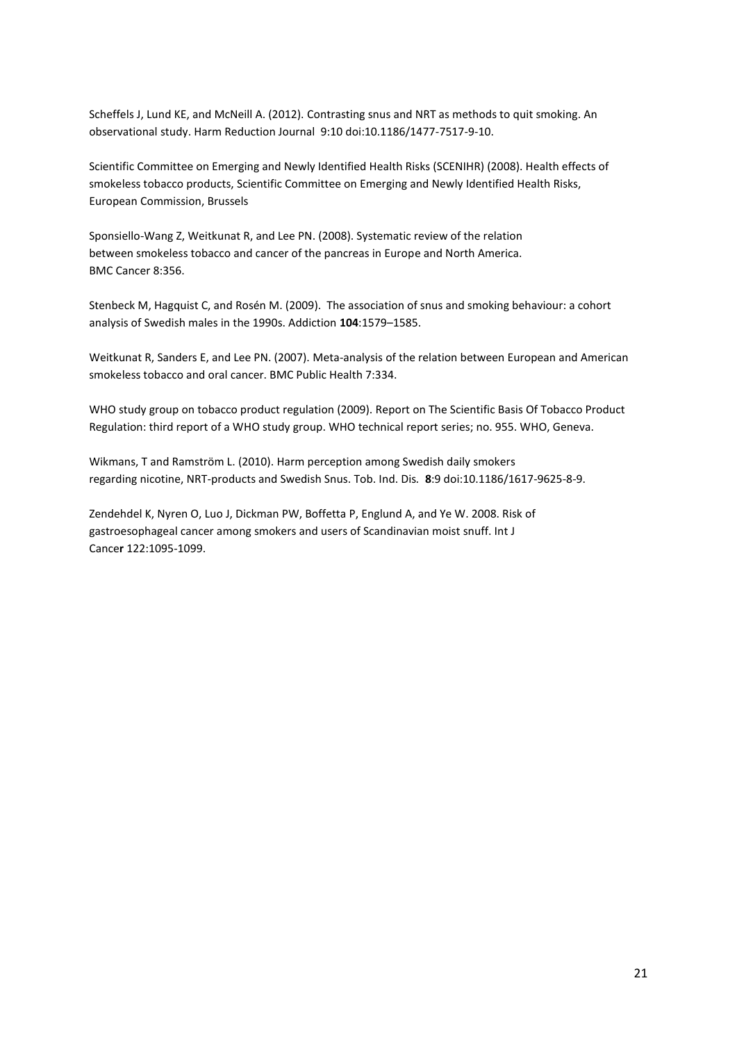Scheffels J, Lund KE, and McNeill A. (2012). Contrasting snus and NRT as methods to quit smoking. An observational study. Harm Reduction Journal 9:10 doi:10.1186/1477-7517-9-10.

Scientific Committee on Emerging and Newly Identified Health Risks (SCENIHR) (2008). Health effects of smokeless tobacco products, Scientific Committee on Emerging and Newly Identified Health Risks, European Commission, Brussels

Sponsiello-Wang Z, Weitkunat R, and Lee PN. (2008). Systematic review of the relation between smokeless tobacco and cancer of the pancreas in Europe and North America. BMC Cancer 8:356.

Stenbeck M, Hagquist C, and Rosén M. (2009). The association of snus and smoking behaviour: a cohort analysis of Swedish males in the 1990s. Addiction **104**:1579–1585.

Weitkunat R, Sanders E, and Lee PN. (2007). Meta-analysis of the relation between European and American smokeless tobacco and oral cancer. BMC Public Health 7:334.

WHO study group on tobacco product regulation (2009). Report on The Scientific Basis Of Tobacco Product Regulation: third report of a WHO study group. WHO technical report series; no. 955. WHO, Geneva.

Wikmans, T and Ramström L. (2010). Harm perception among Swedish daily smokers regarding nicotine, NRT-products and Swedish Snus. Tob. Ind. Dis. **8**:9 doi:10.1186/1617-9625-8-9.

Zendehdel K, Nyren O, Luo J, Dickman PW, Boffetta P, Englund A, and Ye W. 2008. Risk of gastroesophageal cancer among smokers and users of Scandinavian moist snuff. Int J Cancer 122:1095-1099.